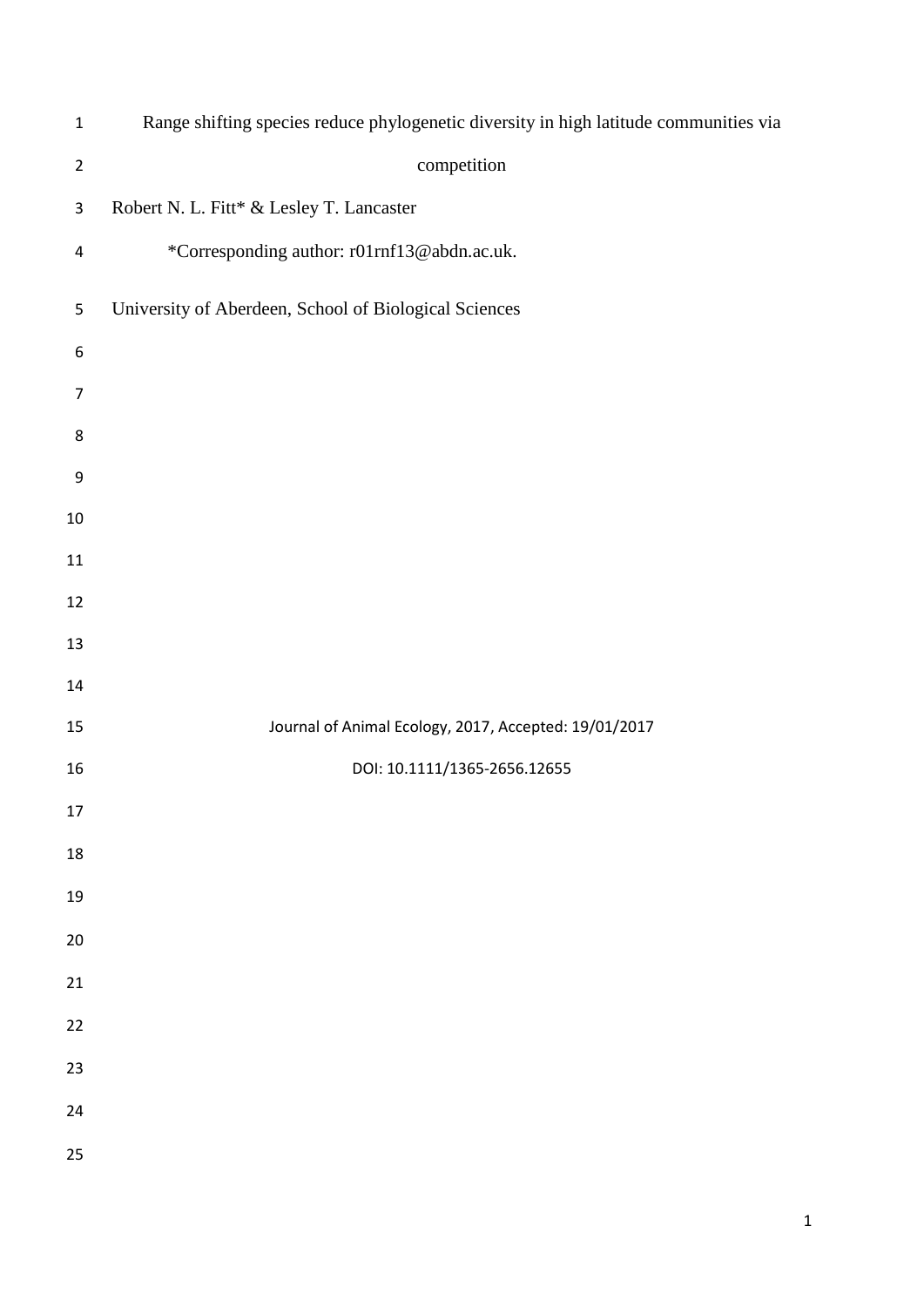# Range shifting species reduce phylogenetic diversity in high latitude communities via competition

Robert N. L. Fitt* & Lesley T. Lancaster

*Corresponding author: r01rnf13@abdn.ac.uk.

University of Aberdeen, School of Biological Sciences

Journal of Animal Ecology, 2017, Accepted: 19/01/2017

DOI: 10.1111/1365-2656.12655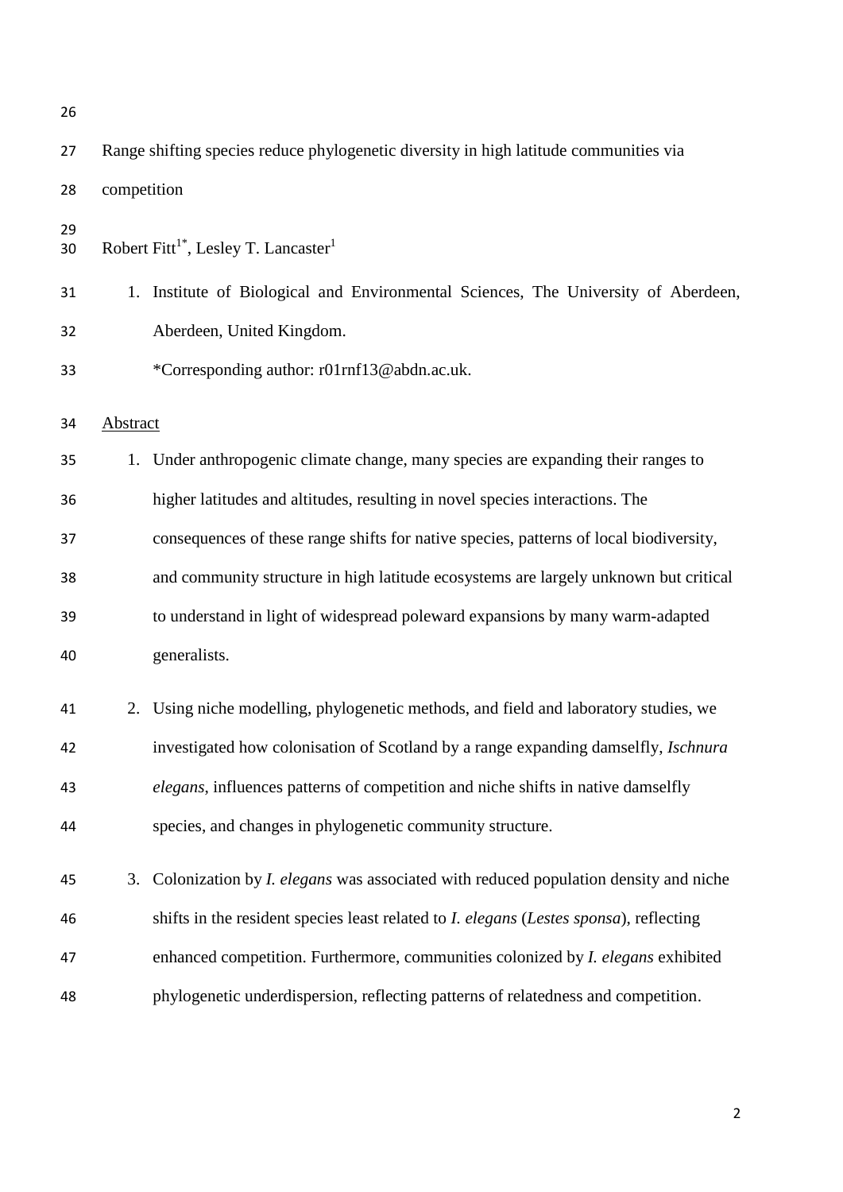Range shifting species reduce phylogenetic diversity in high latitude communities via competition

Robert Fitt[1*], Lesley T. Lancaster[1]

1. Institute of Biological and Environmental Sciences, The University of Aberdeen, Aberdeen, United Kingdom.

   *Corresponding author: r01rnf13@abdn.ac.uk.

## Abstract

1. Under anthropogenic climate change, many species are expanding their ranges to higher latitudes and altitudes, resulting in novel species interactions. The consequences of these range shifts for native species, patterns of local biodiversity, and community structure in high latitude ecosystems are largely unknown but critical to understand in light of widespread poleward expansions by many warm-adapted generalists.

2. Using niche modelling, phylogenetic methods, and field and laboratory studies, we investigated how colonisation of Scotland by a range expanding damselfly, *Ischnura elegans*, influences patterns of competition and niche shifts in native damselfly species, and changes in phylogenetic community structure.

3. Colonization by *I. elegans* was associated with reduced population density and niche shifts in the resident species least related to *I. elegans* (*Lestes sponsa*), reflecting enhanced competition. Furthermore, communities colonized by *I. elegans* exhibited phylogenetic underdispersion, reflecting patterns of relatedness and competition.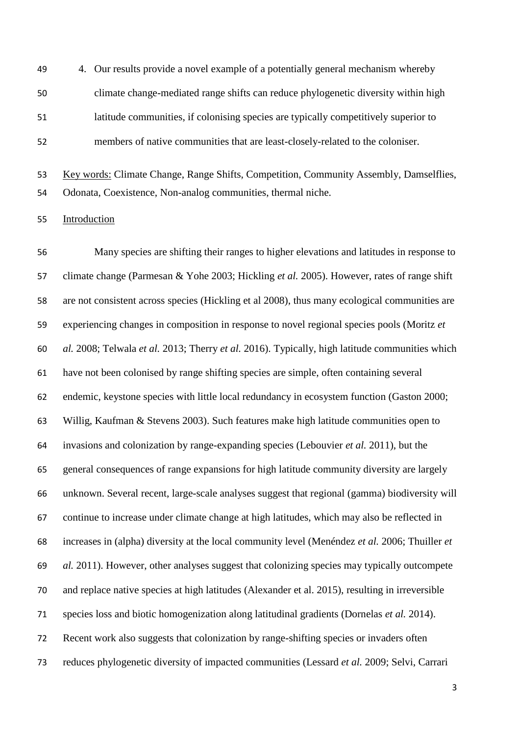4. Our results provide a novel example of a potentially general mechanism whereby climate change-mediated range shifts can reduce phylogenetic diversity within high latitude communities, if colonising species are typically competitively superior to members of native communities that are least-closely-related to the coloniser.

Key words: Climate Change, Range Shifts, Competition, Community Assembly, Damselflies, Odonata, Coexistence, Non-analog communities, thermal niche.

## Introduction

Many species are shifting their ranges to higher elevations and latitudes in response to climate change (Parmesan & Yohe 2003; Hickling *et al.* 2005). However, rates of range shift are not consistent across species (Hickling et al 2008), thus many ecological communities are experiencing changes in composition in response to novel regional species pools (Moritz *et al.* 2008; Telwala *et al.* 2013; Therry *et al.* 2016). Typically, high latitude communities which have not been colonised by range shifting species are simple, often containing several endemic, keystone species with little local redundancy in ecosystem function (Gaston 2000; Willig, Kaufman & Stevens 2003). Such features make high latitude communities open to invasions and colonization by range-expanding species (Lebouvier *et al.* 2011), but the general consequences of range expansions for high latitude community diversity are largely unknown. Several recent, large-scale analyses suggest that regional (gamma) biodiversity will continue to increase under climate change at high latitudes, which may also be reflected in increases in (alpha) diversity at the local community level (Menéndez *et al.* 2006; Thuiller *et al.* 2011). However, other analyses suggest that colonizing species may typically outcompete and replace native species at high latitudes (Alexander et al. 2015), resulting in irreversible species loss and biotic homogenization along latitudinal gradients (Dornelas *et al.* 2014). Recent work also suggests that colonization by range-shifting species or invaders often reduces phylogenetic diversity of impacted communities (Lessard *et al.* 2009; Selvi, Carrari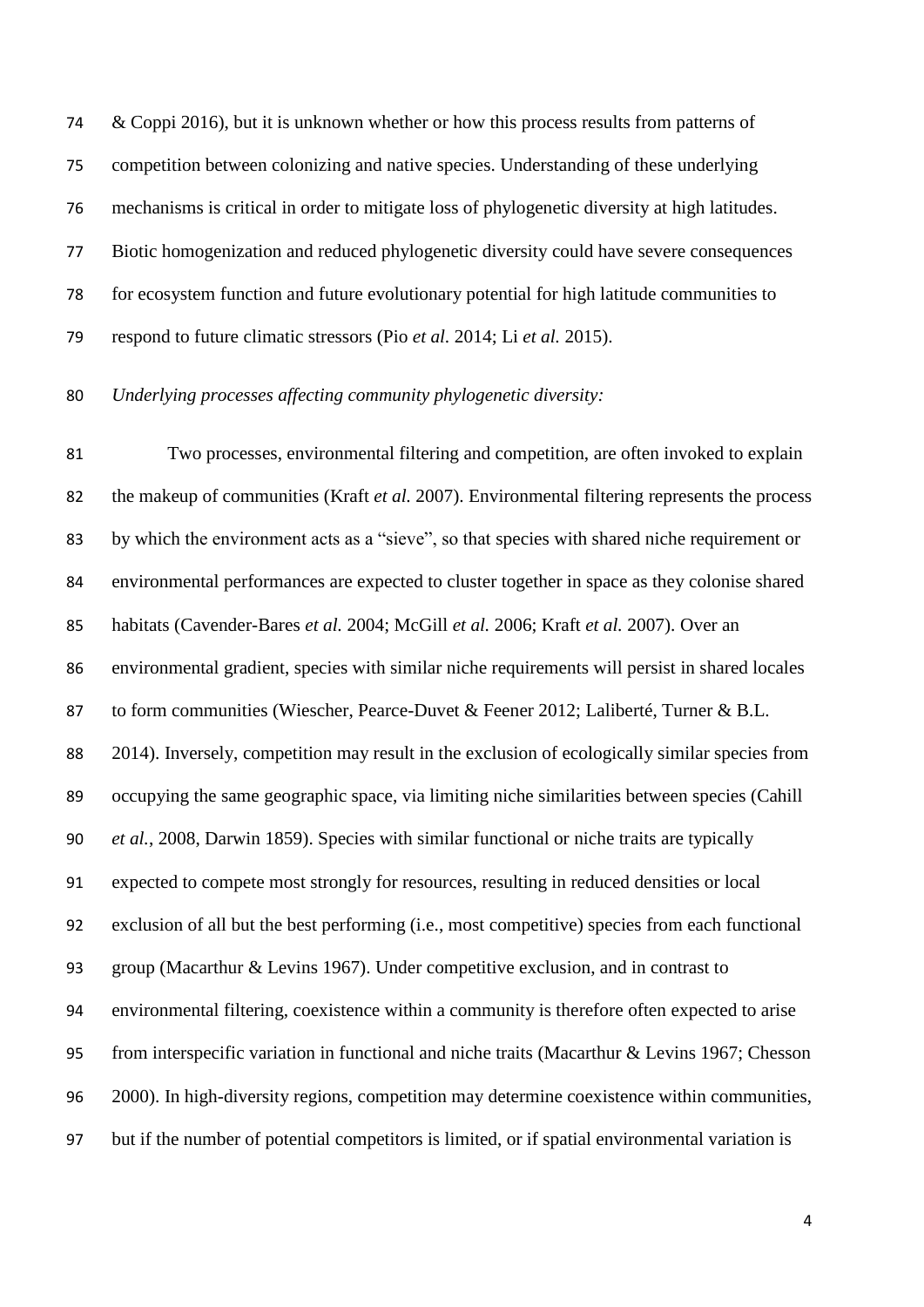& Coppi 2016), but it is unknown whether or how this process results from patterns of competition between colonizing and native species. Understanding of these underlying mechanisms is critical in order to mitigate loss of phylogenetic diversity at high latitudes. Biotic homogenization and reduced phylogenetic diversity could have severe consequences for ecosystem function and future evolutionary potential for high latitude communities to respond to future climatic stressors (Pio *et al*. 2014; Li *et al.* 2015).

*Underlying processes affecting community phylogenetic diversity:*

Two processes, environmental filtering and competition, are often invoked to explain the makeup of communities (Kraft *et al.* 2007). Environmental filtering represents the process by which the environment acts as a "sieve", so that species with shared niche requirement or environmental performances are expected to cluster together in space as they colonise shared habitats (Cavender-Bares *et al.* 2004; McGill *et al.* 2006; Kraft *et al.* 2007). Over an environmental gradient, species with similar niche requirements will persist in shared locales to form communities (Wiescher, Pearce-Duvet & Feener 2012; Laliberté, Turner & B.L. 2014). Inversely, competition may result in the exclusion of ecologically similar species from occupying the same geographic space, via limiting niche similarities between species (Cahill *et al.*, 2008, Darwin 1859). Species with similar functional or niche traits are typically expected to compete most strongly for resources, resulting in reduced densities or local exclusion of all but the best performing (i.e., most competitive) species from each functional group (Macarthur & Levins 1967). Under competitive exclusion, and in contrast to environmental filtering, coexistence within a community is therefore often expected to arise from interspecific variation in functional and niche traits (Macarthur & Levins 1967; Chesson 2000). In high-diversity regions, competition may determine coexistence within communities, but if the number of potential competitors is limited, or if spatial environmental variation is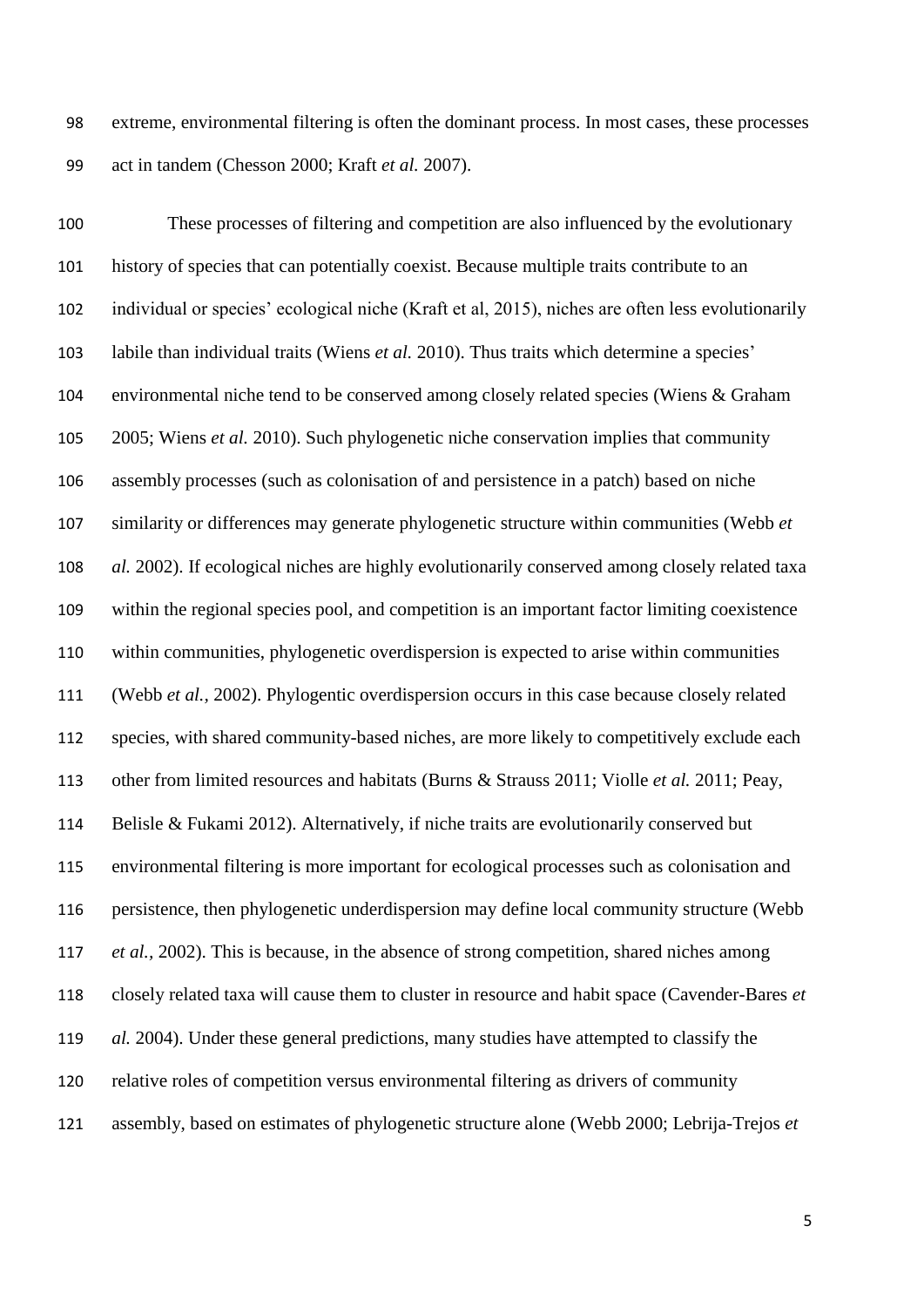extreme, environmental filtering is often the dominant process. In most cases, these processes act in tandem (Chesson 2000; Kraft *et al.* 2007).

These processes of filtering and competition are also influenced by the evolutionary history of species that can potentially coexist. Because multiple traits contribute to an individual or species' ecological niche (Kraft et al, 2015), niches are often less evolutionarily labile than individual traits (Wiens *et al.* 2010). Thus traits which determine a species' environmental niche tend to be conserved among closely related species (Wiens & Graham 2005; Wiens *et al.* 2010). Such phylogenetic niche conservation implies that community assembly processes (such as colonisation of and persistence in a patch) based on niche similarity or differences may generate phylogenetic structure within communities (Webb *et al.* 2002). If ecological niches are highly evolutionarily conserved among closely related taxa within the regional species pool, and competition is an important factor limiting coexistence within communities, phylogenetic overdispersion is expected to arise within communities (Webb *et al.,* 2002). Phylogentic overdispersion occurs in this case because closely related species, with shared community-based niches, are more likely to competitively exclude each other from limited resources and habitats (Burns & Strauss 2011; Violle *et al.* 2011; Peay, Belisle & Fukami 2012). Alternatively, if niche traits are evolutionarily conserved but environmental filtering is more important for ecological processes such as colonisation and persistence, then phylogenetic underdispersion may define local community structure (Webb *et al.,* 2002). This is because, in the absence of strong competition, shared niches among closely related taxa will cause them to cluster in resource and habit space (Cavender-Bares *et al.* 2004). Under these general predictions, many studies have attempted to classify the relative roles of competition versus environmental filtering as drivers of community assembly, based on estimates of phylogenetic structure alone (Webb 2000; Lebrija-Trejos *et*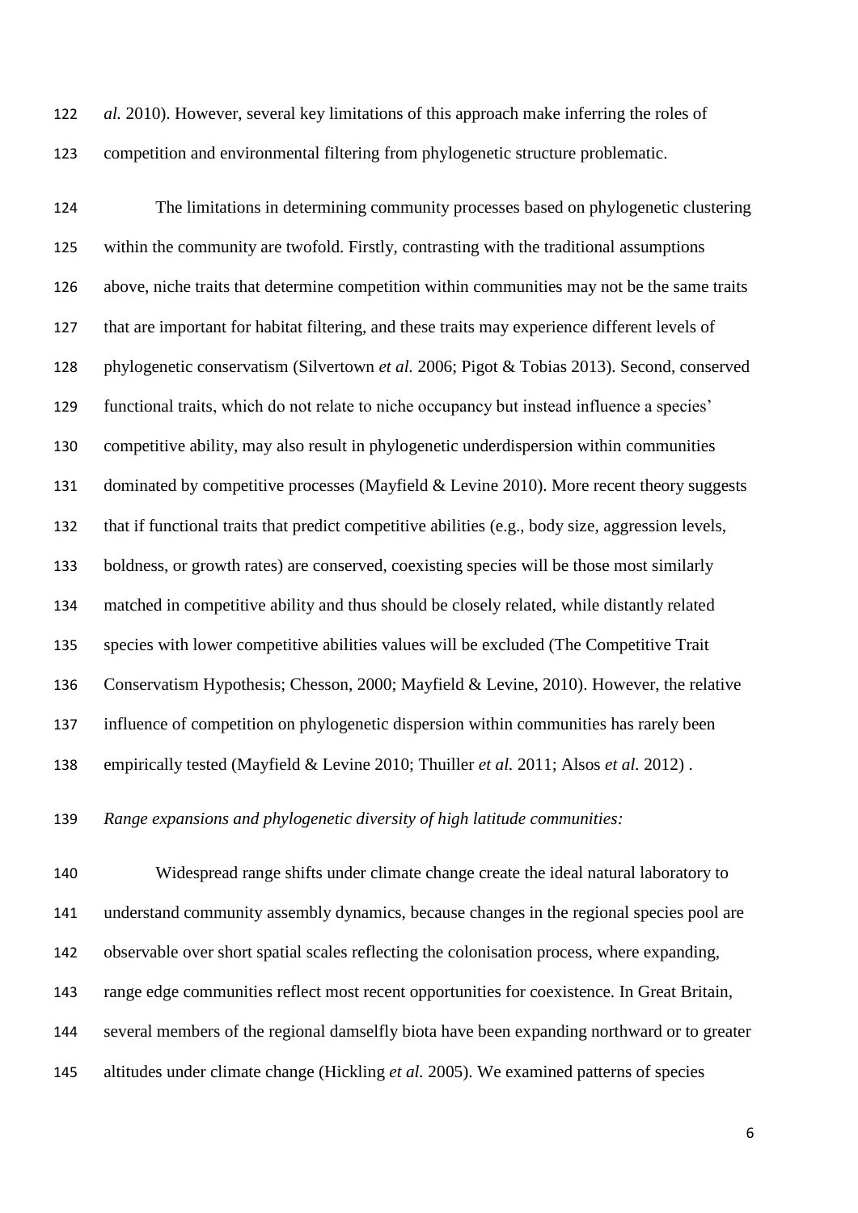*al.* 2010). However, several key limitations of this approach make inferring the roles of competition and environmental filtering from phylogenetic structure problematic.

The limitations in determining community processes based on phylogenetic clustering within the community are twofold. Firstly, contrasting with the traditional assumptions above, niche traits that determine competition within communities may not be the same traits that are important for habitat filtering, and these traits may experience different levels of phylogenetic conservatism (Silvertown *et al.* 2006; Pigot & Tobias 2013). Second, conserved functional traits, which do not relate to niche occupancy but instead influence a species' competitive ability, may also result in phylogenetic underdispersion within communities dominated by competitive processes (Mayfield & Levine 2010). More recent theory suggests that if functional traits that predict competitive abilities (e.g., body size, aggression levels, boldness, or growth rates) are conserved, coexisting species will be those most similarly matched in competitive ability and thus should be closely related, while distantly related species with lower competitive abilities values will be excluded (The Competitive Trait Conservatism Hypothesis; Chesson, 2000; Mayfield & Levine, 2010). However, the relative influence of competition on phylogenetic dispersion within communities has rarely been empirically tested (Mayfield & Levine 2010; Thuiller *et al.* 2011; Alsos *et al.* 2012) .

*Range expansions and phylogenetic diversity of high latitude communities:*

Widespread range shifts under climate change create the ideal natural laboratory to understand community assembly dynamics, because changes in the regional species pool are observable over short spatial scales reflecting the colonisation process, where expanding, range edge communities reflect most recent opportunities for coexistence. In Great Britain, several members of the regional damselfly biota have been expanding northward or to greater altitudes under climate change (Hickling *et al.* 2005). We examined patterns of species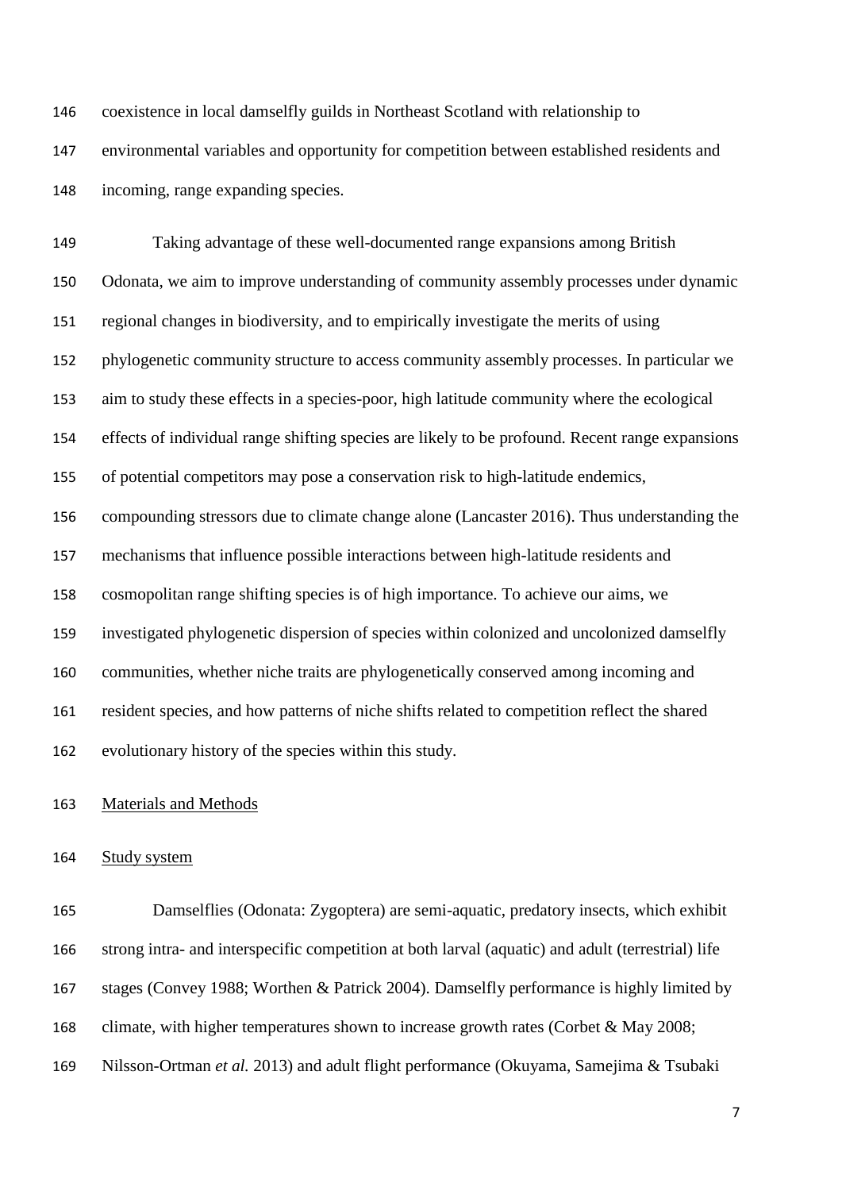coexistence in local damselfly guilds in Northeast Scotland with relationship to environmental variables and opportunity for competition between established residents and incoming, range expanding species.

Taking advantage of these well-documented range expansions among British Odonata, we aim to improve understanding of community assembly processes under dynamic regional changes in biodiversity, and to empirically investigate the merits of using phylogenetic community structure to access community assembly processes. In particular we aim to study these effects in a species-poor, high latitude community where the ecological effects of individual range shifting species are likely to be profound. Recent range expansions of potential competitors may pose a conservation risk to high-latitude endemics, compounding stressors due to climate change alone (Lancaster 2016). Thus understanding the mechanisms that influence possible interactions between high-latitude residents and cosmopolitan range shifting species is of high importance. To achieve our aims, we investigated phylogenetic dispersion of species within colonized and uncolonized damselfly communities, whether niche traits are phylogenetically conserved among incoming and resident species, and how patterns of niche shifts related to competition reflect the shared evolutionary history of the species within this study.

## Materials and Methods

### Study system

Damselflies (Odonata: Zygoptera) are semi-aquatic, predatory insects, which exhibit strong intra- and interspecific competition at both larval (aquatic) and adult (terrestrial) life stages (Convey 1988; Worthen & Patrick 2004). Damselfly performance is highly limited by climate, with higher temperatures shown to increase growth rates (Corbet & May 2008; Nilsson-Ortman *et al.* 2013) and adult flight performance (Okuyama, Samejima & Tsubaki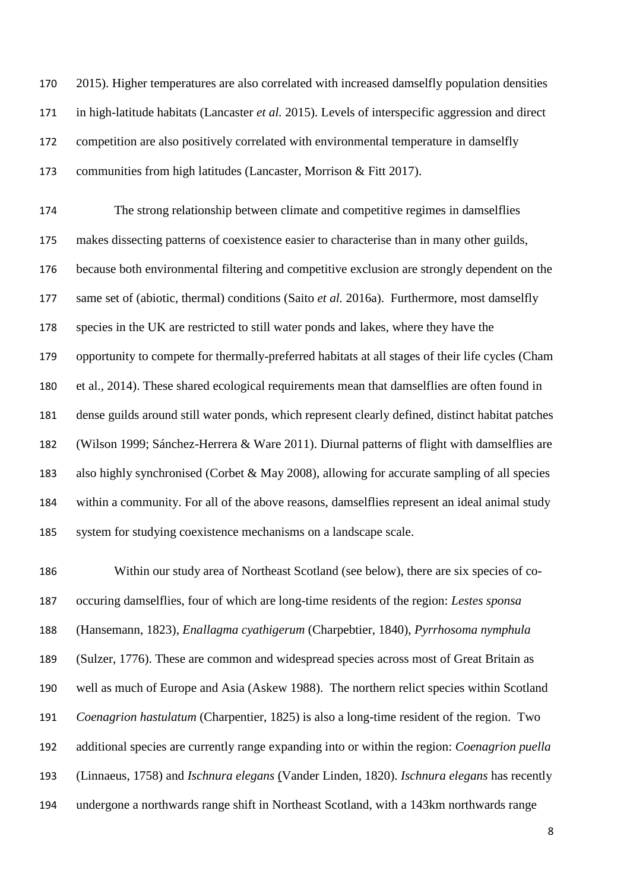2015). Higher temperatures are also correlated with increased damselfly population densities in high-latitude habitats (Lancaster *et al.* 2015). Levels of interspecific aggression and direct competition are also positively correlated with environmental temperature in damselfly communities from high latitudes (Lancaster, Morrison & Fitt 2017).

The strong relationship between climate and competitive regimes in damselflies makes dissecting patterns of coexistence easier to characterise than in many other guilds, because both environmental filtering and competitive exclusion are strongly dependent on the same set of (abiotic, thermal) conditions (Saito *et al.* 2016a). Furthermore, most damselfly species in the UK are restricted to still water ponds and lakes, where they have the opportunity to compete for thermally-preferred habitats at all stages of their life cycles (Cham et al., 2014). These shared ecological requirements mean that damselflies are often found in dense guilds around still water ponds, which represent clearly defined, distinct habitat patches (Wilson 1999; Sánchez-Herrera & Ware 2011). Diurnal patterns of flight with damselflies are also highly synchronised (Corbet & May 2008), allowing for accurate sampling of all species within a community. For all of the above reasons, damselflies represent an ideal animal study system for studying coexistence mechanisms on a landscape scale.

Within our study area of Northeast Scotland (see below), there are six species of co-occuring damselflies, four of which are long-time residents of the region: *Lestes sponsa* (Hansemann, 1823), *Enallagma cyathigerum* (Charpebtier, 1840), *Pyrrhosoma nymphula* (Sulzer, 1776). These are common and widespread species across most of Great Britain as well as much of Europe and Asia (Askew 1988). The northern relict species within Scotland *Coenagrion hastulatum* (Charpentier, 1825) is also a long-time resident of the region. Two additional species are currently range expanding into or within the region: *Coenagrion puella* (Linnaeus, 1758) and *Ischnura elegans* (Vander Linden, 1820). *Ischnura elegans* has recently undergone a northwards range shift in Northeast Scotland, with a 143km northwards range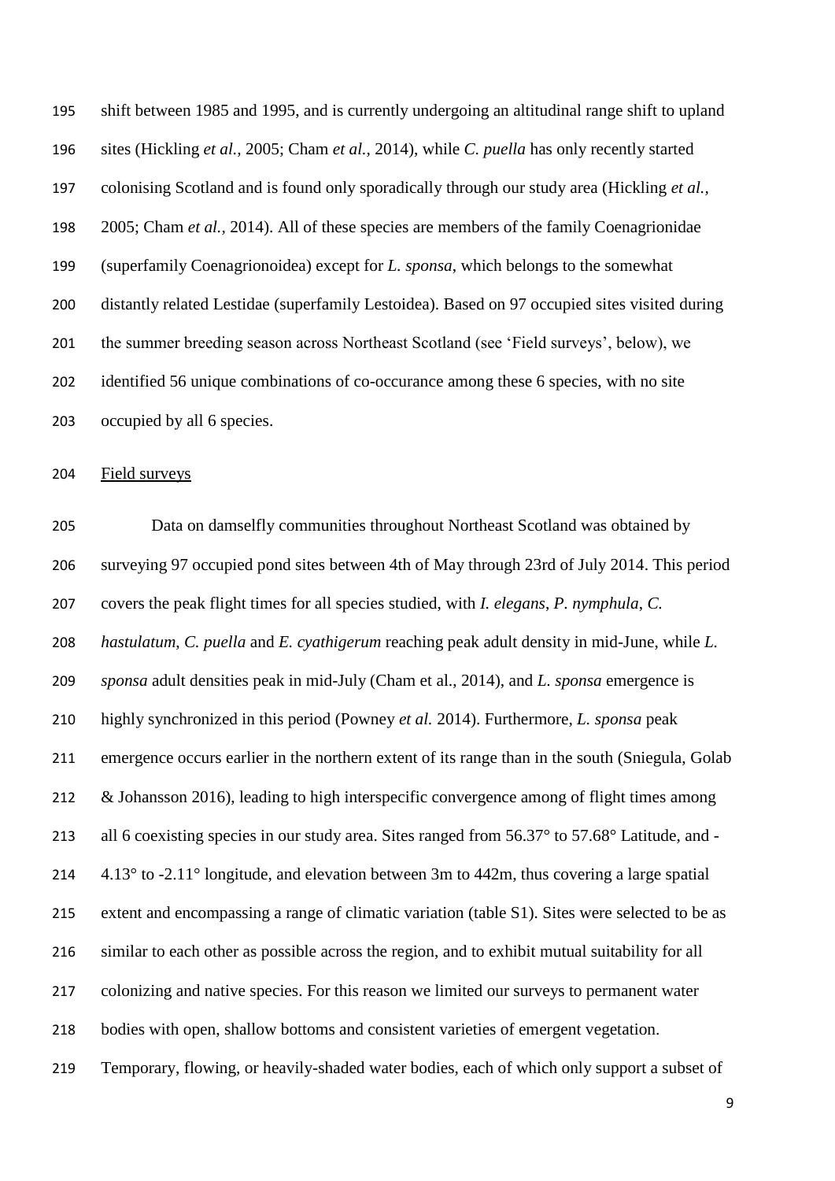shift between 1985 and 1995, and is currently undergoing an altitudinal range shift to upland sites (Hickling *et al.,* 2005; Cham *et al.,* 2014), while *C. puella* has only recently started colonising Scotland and is found only sporadically through our study area (Hickling *et al.,* 2005; Cham *et al.,* 2014). All of these species are members of the family Coenagrionidae (superfamily Coenagrionoidea) except for *L. sponsa*, which belongs to the somewhat distantly related Lestidae (superfamily Lestoidea). Based on 97 occupied sites visited during the summer breeding season across Northeast Scotland (see 'Field surveys', below), we identified 56 unique combinations of co-occurance among these 6 species, with no site occupied by all 6 species.

Field surveys

Data on damselfly communities throughout Northeast Scotland was obtained by surveying 97 occupied pond sites between 4th of May through 23rd of July 2014. This period covers the peak flight times for all species studied, with *I. elegans*, *P. nymphula*, *C. hastulatum*, *C. puella* and *E. cyathigerum* reaching peak adult density in mid-June, while *L. sponsa* adult densities peak in mid-July (Cham et al., 2014), and *L. sponsa* emergence is highly synchronized in this period (Powney *et al.* 2014). Furthermore, *L. sponsa* peak emergence occurs earlier in the northern extent of its range than in the south (Sniegula, Golab & Johansson 2016), leading to high interspecific convergence among of flight times among all 6 coexisting species in our study area. Sites ranged from 56.37° to 57.68° Latitude, and -4.13° to -2.11° longitude, and elevation between 3m to 442m, thus covering a large spatial extent and encompassing a range of climatic variation (table S1). Sites were selected to be as similar to each other as possible across the region, and to exhibit mutual suitability for all colonizing and native species. For this reason we limited our surveys to permanent water bodies with open, shallow bottoms and consistent varieties of emergent vegetation. Temporary, flowing, or heavily-shaded water bodies, each of which only support a subset of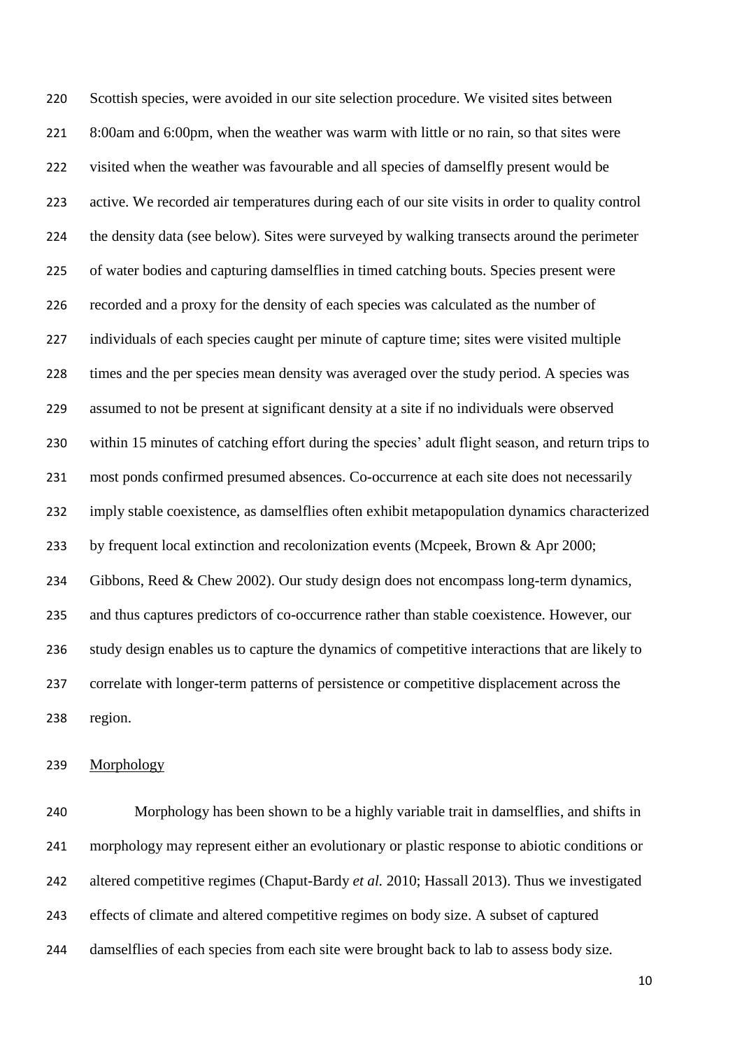Scottish species, were avoided in our site selection procedure. We visited sites between 8:00am and 6:00pm, when the weather was warm with little or no rain, so that sites were visited when the weather was favourable and all species of damselfly present would be active. We recorded air temperatures during each of our site visits in order to quality control the density data (see below). Sites were surveyed by walking transects around the perimeter of water bodies and capturing damselflies in timed catching bouts. Species present were recorded and a proxy for the density of each species was calculated as the number of individuals of each species caught per minute of capture time; sites were visited multiple times and the per species mean density was averaged over the study period. A species was assumed to not be present at significant density at a site if no individuals were observed within 15 minutes of catching effort during the species' adult flight season, and return trips to most ponds confirmed presumed absences. Co-occurrence at each site does not necessarily imply stable coexistence, as damselflies often exhibit metapopulation dynamics characterized by frequent local extinction and recolonization events (Mcpeek, Brown & Apr 2000; Gibbons, Reed & Chew 2002). Our study design does not encompass long-term dynamics, and thus captures predictors of co-occurrence rather than stable coexistence. However, our study design enables us to capture the dynamics of competitive interactions that are likely to correlate with longer-term patterns of persistence or competitive displacement across the region.

Morphology

Morphology has been shown to be a highly variable trait in damselflies, and shifts in morphology may represent either an evolutionary or plastic response to abiotic conditions or altered competitive regimes (Chaput-Bardy *et al.* 2010; Hassall 2013). Thus we investigated effects of climate and altered competitive regimes on body size. A subset of captured damselflies of each species from each site were brought back to lab to assess body size.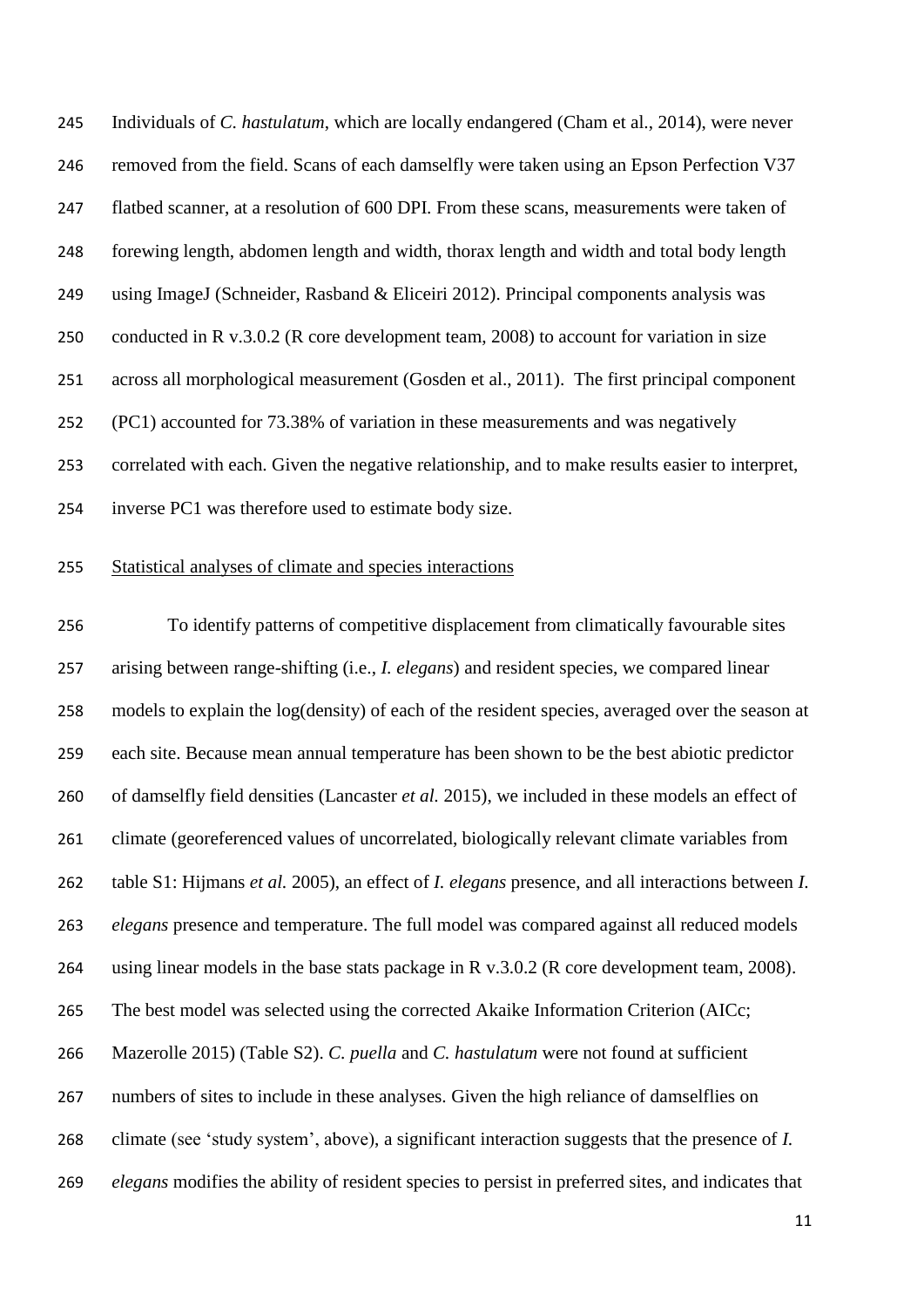Individuals of *C. hastulatum*, which are locally endangered (Cham et al., 2014), were never removed from the field. Scans of each damselfly were taken using an Epson Perfection V37 flatbed scanner, at a resolution of 600 DPI. From these scans, measurements were taken of forewing length, abdomen length and width, thorax length and width and total body length using ImageJ (Schneider, Rasband & Eliceiri 2012). Principal components analysis was conducted in R v.3.0.2 (R core development team, 2008) to account for variation in size across all morphological measurement (Gosden et al., 2011). The first principal component (PC1) accounted for 73.38% of variation in these measurements and was negatively correlated with each. Given the negative relationship, and to make results easier to interpret, inverse PC1 was therefore used to estimate body size.

## Statistical analyses of climate and species interactions

To identify patterns of competitive displacement from climatically favourable sites arising between range-shifting (i.e., *I. elegans*) and resident species, we compared linear models to explain the log(density) of each of the resident species, averaged over the season at each site. Because mean annual temperature has been shown to be the best abiotic predictor of damselfly field densities (Lancaster *et al.* 2015), we included in these models an effect of climate (georeferenced values of uncorrelated, biologically relevant climate variables from table S1: Hijmans *et al.* 2005), an effect of *I. elegans* presence, and all interactions between *I. elegans* presence and temperature. The full model was compared against all reduced models using linear models in the base stats package in R v.3.0.2 (R core development team, 2008). The best model was selected using the corrected Akaike Information Criterion (AICc; Mazerolle 2015) (Table S2). *C. puella* and *C. hastulatum* were not found at sufficient numbers of sites to include in these analyses. Given the high reliance of damselflies on climate (see 'study system', above), a significant interaction suggests that the presence of *I. elegans* modifies the ability of resident species to persist in preferred sites, and indicates that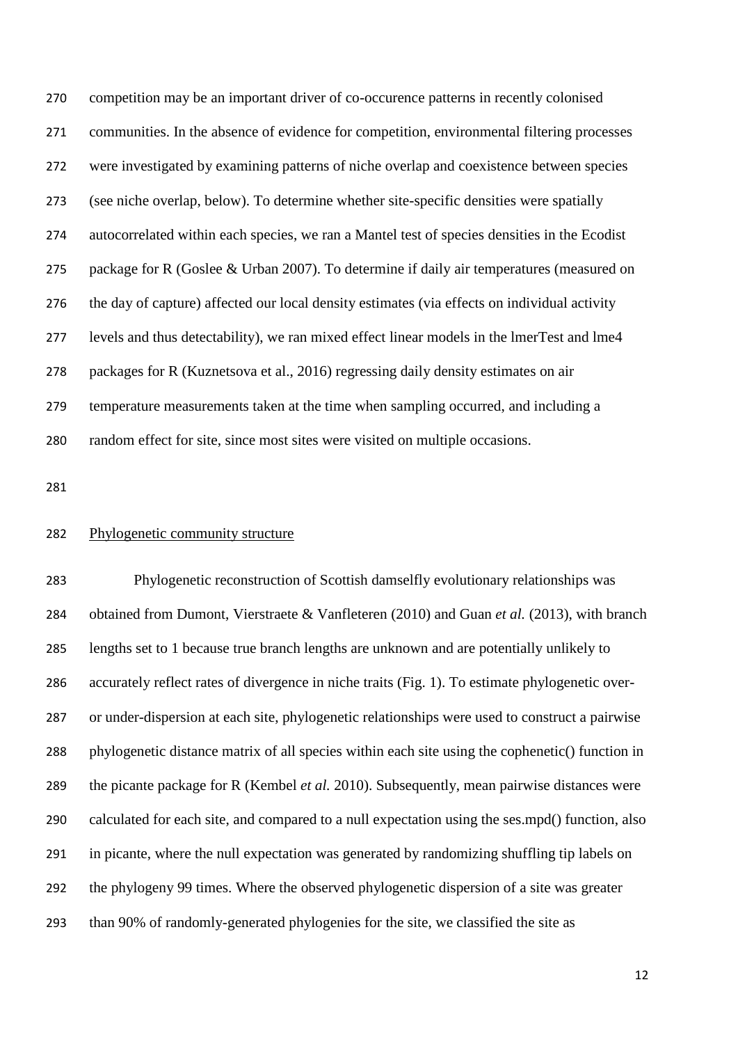competition may be an important driver of co-occurence patterns in recently colonised communities. In the absence of evidence for competition, environmental filtering processes were investigated by examining patterns of niche overlap and coexistence between species (see niche overlap, below). To determine whether site-specific densities were spatially autocorrelated within each species, we ran a Mantel test of species densities in the Ecodist package for R (Goslee & Urban 2007). To determine if daily air temperatures (measured on the day of capture) affected our local density estimates (via effects on individual activity levels and thus detectability), we ran mixed effect linear models in the lmerTest and lme4 packages for R (Kuznetsova et al., 2016) regressing daily density estimates on air temperature measurements taken at the time when sampling occurred, and including a random effect for site, since most sites were visited on multiple occasions.

Phylogenetic community structure

Phylogenetic reconstruction of Scottish damselfly evolutionary relationships was obtained from Dumont, Vierstraete & Vanfleteren (2010) and Guan *et al.* (2013), with branch lengths set to 1 because true branch lengths are unknown and are potentially unlikely to accurately reflect rates of divergence in niche traits (Fig. 1). To estimate phylogenetic over- or under-dispersion at each site, phylogenetic relationships were used to construct a pairwise phylogenetic distance matrix of all species within each site using the cophenetic() function in the picante package for R (Kembel *et al.* 2010). Subsequently, mean pairwise distances were calculated for each site, and compared to a null expectation using the ses.mpd() function, also in picante, where the null expectation was generated by randomizing shuffling tip labels on the phylogeny 99 times. Where the observed phylogenetic dispersion of a site was greater than 90% of randomly-generated phylogenies for the site, we classified the site as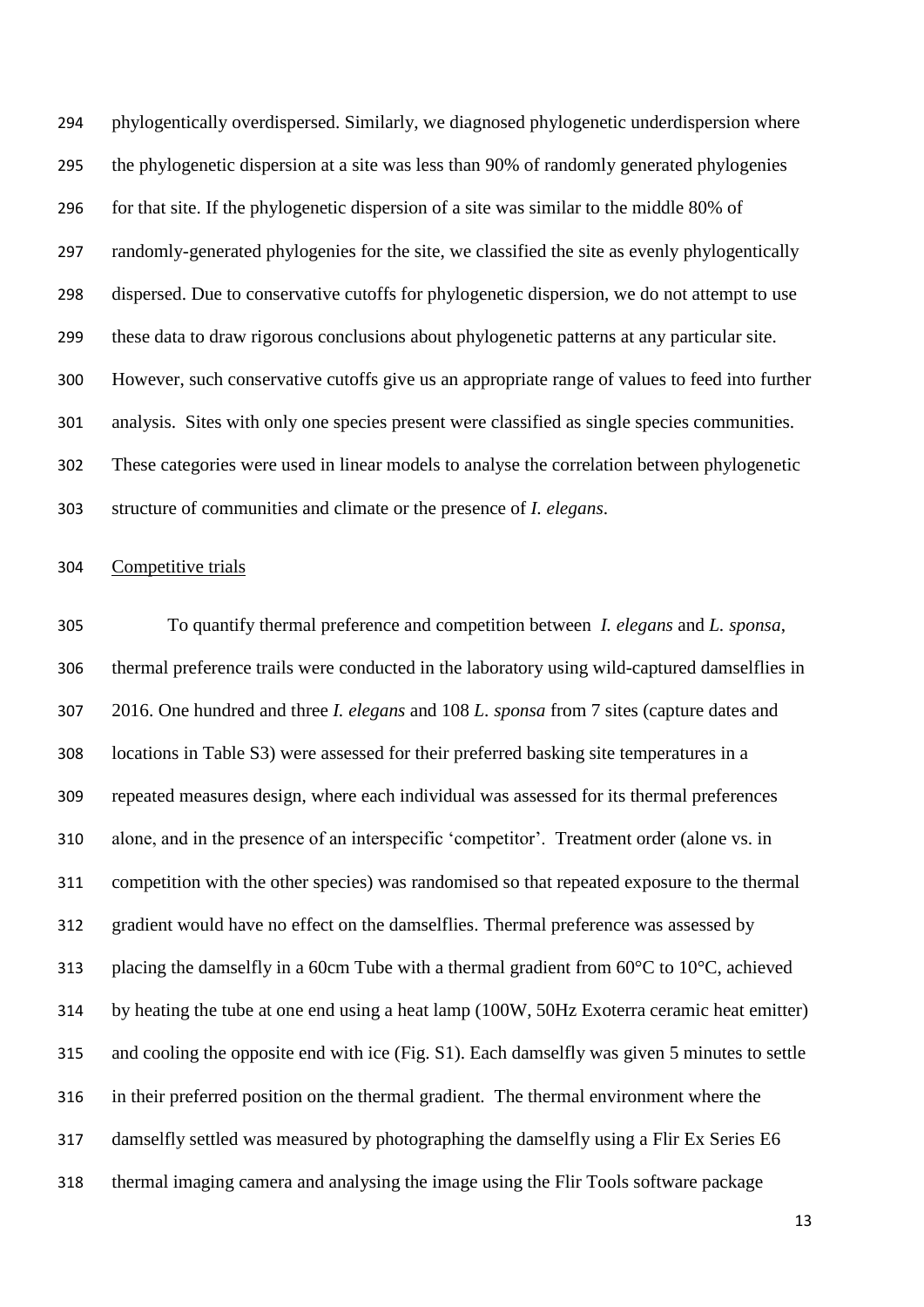phylogentically overdispersed. Similarly, we diagnosed phylogenetic underdispersion where the phylogenetic dispersion at a site was less than 90% of randomly generated phylogenies for that site. If the phylogenetic dispersion of a site was similar to the middle 80% of randomly-generated phylogenies for the site, we classified the site as evenly phylogentically dispersed. Due to conservative cutoffs for phylogenetic dispersion, we do not attempt to use these data to draw rigorous conclusions about phylogenetic patterns at any particular site. However, such conservative cutoffs give us an appropriate range of values to feed into further analysis. Sites with only one species present were classified as single species communities. These categories were used in linear models to analyse the correlation between phylogenetic structure of communities and climate or the presence of *I. elegans*.

Competitive trials

To quantify thermal preference and competition between *I. elegans* and *L. sponsa*, thermal preference trails were conducted in the laboratory using wild-captured damselflies in 2016. One hundred and three *I. elegans* and 108 *L. sponsa* from 7 sites (capture dates and locations in Table S3) were assessed for their preferred basking site temperatures in a repeated measures design, where each individual was assessed for its thermal preferences alone, and in the presence of an interspecific 'competitor'. Treatment order (alone vs. in competition with the other species) was randomised so that repeated exposure to the thermal gradient would have no effect on the damselflies. Thermal preference was assessed by placing the damselfly in a 60cm Tube with a thermal gradient from 60°C to 10°C, achieved by heating the tube at one end using a heat lamp (100W, 50Hz Exoterra ceramic heat emitter) and cooling the opposite end with ice (Fig. S1). Each damselfly was given 5 minutes to settle in their preferred position on the thermal gradient. The thermal environment where the damselfly settled was measured by photographing the damselfly using a Flir Ex Series E6 thermal imaging camera and analysing the image using the Flir Tools software package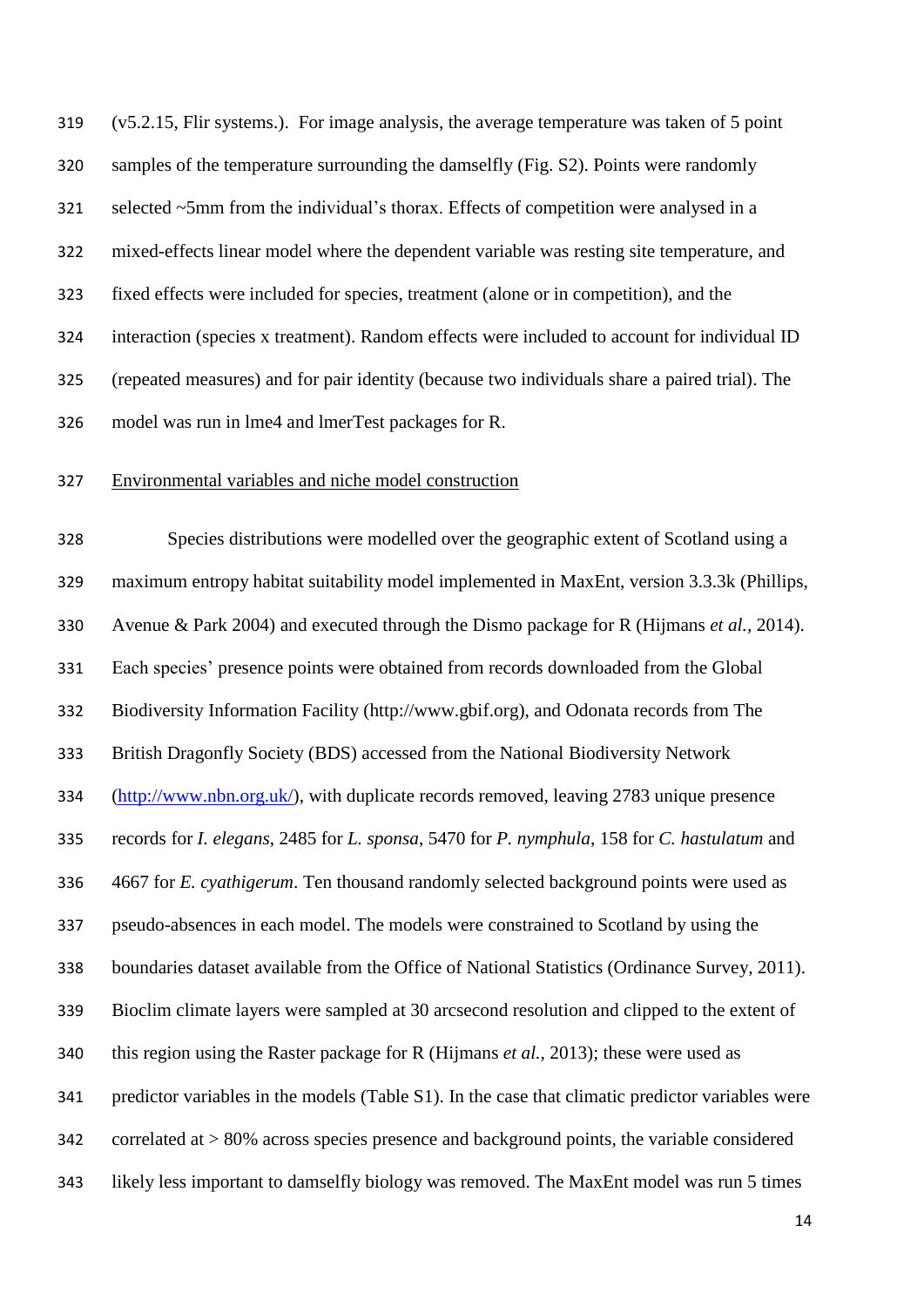(v5.2.15, Flir systems.). For image analysis, the average temperature was taken of 5 point samples of the temperature surrounding the damselfly (Fig. S2). Points were randomly selected ~5mm from the individual's thorax. Effects of competition were analysed in a mixed-effects linear model where the dependent variable was resting site temperature, and fixed effects were included for species, treatment (alone or in competition), and the interaction (species x treatment). Random effects were included to account for individual ID (repeated measures) and for pair identity (because two individuals share a paired trial). The model was run in lme4 and lmerTest packages for R.

## Environmental variables and niche model construction

Species distributions were modelled over the geographic extent of Scotland using a maximum entropy habitat suitability model implemented in MaxEnt, version 3.3.3k (Phillips, Avenue & Park 2004) and executed through the Dismo package for R (Hijmans *et al.,* 2014). Each species' presence points were obtained from records downloaded from the Global Biodiversity Information Facility (http://www.gbif.org), and Odonata records from The British Dragonfly Society (BDS) accessed from the National Biodiversity Network (http://www.nbn.org.uk/), with duplicate records removed, leaving 2783 unique presence records for *I. elegans*, 2485 for *L. sponsa*, 5470 for *P. nymphula*, 158 for *C. hastulatum* and 4667 for *E. cyathigerum*. Ten thousand randomly selected background points were used as pseudo-absences in each model. The models were constrained to Scotland by using the boundaries dataset available from the Office of National Statistics (Ordinance Survey, 2011). Bioclim climate layers were sampled at 30 arcsecond resolution and clipped to the extent of this region using the Raster package for R (Hijmans *et al.,* 2013); these were used as predictor variables in the models (Table S1). In the case that climatic predictor variables were correlated at > 80% across species presence and background points, the variable considered likely less important to damselfly biology was removed. The MaxEnt model was run 5 times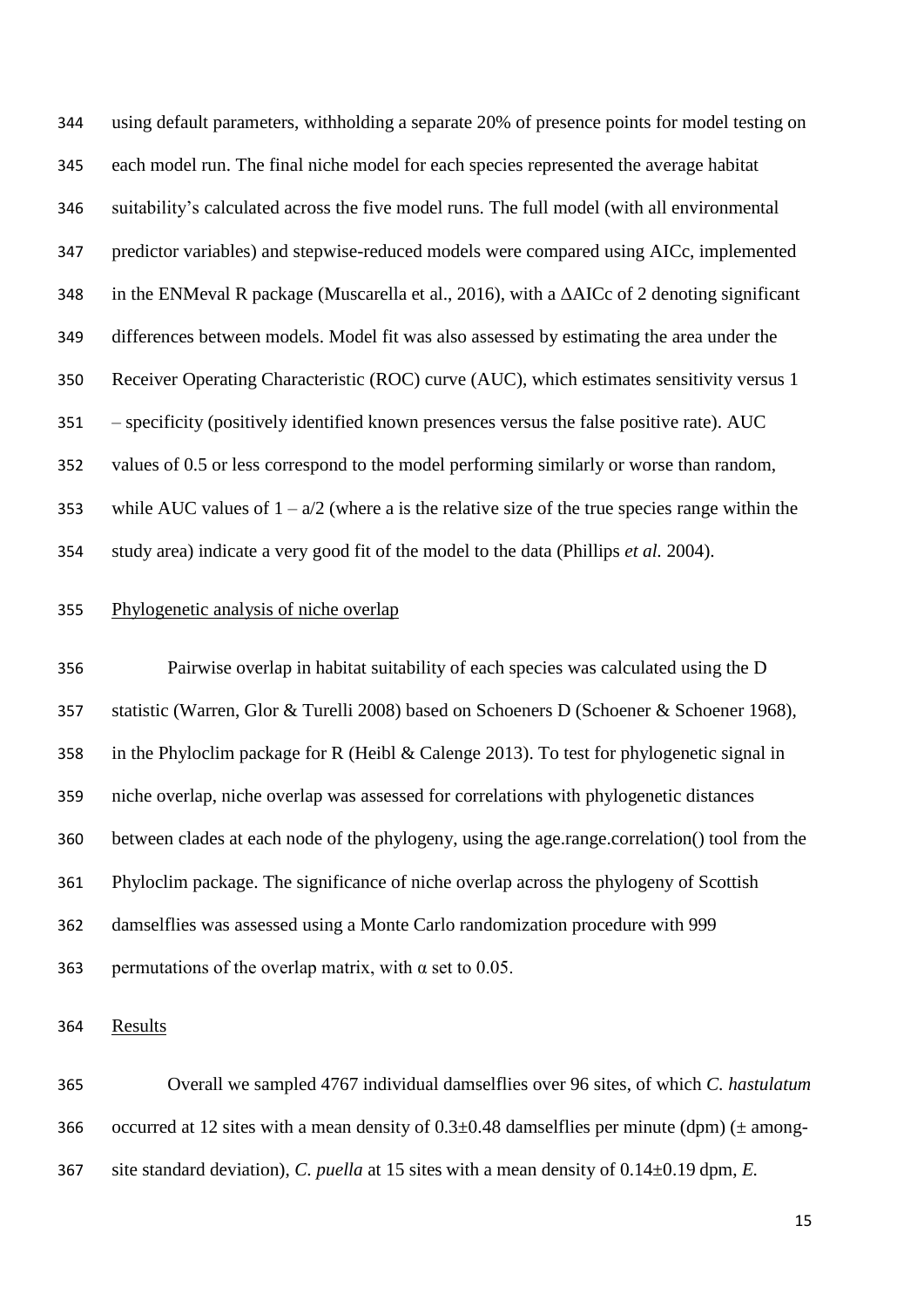using default parameters, withholding a separate 20% of presence points for model testing on each model run. The final niche model for each species represented the average habitat suitability's calculated across the five model runs. The full model (with all environmental predictor variables) and stepwise-reduced models were compared using AICc, implemented in the ENMeval R package (Muscarella et al., 2016), with a $\Delta$AICc of 2 denoting significant differences between models. Model fit was also assessed by estimating the area under the Receiver Operating Characteristic (ROC) curve (AUC), which estimates sensitivity versus 1 – specificity (positively identified known presences versus the false positive rate). AUC values of 0.5 or less correspond to the model performing similarly or worse than random, while AUC values of $1 - a/2$ (where a is the relative size of the true species range within the study area) indicate a very good fit of the model to the data (Phillips *et al.* 2004).

## Phylogenetic analysis of niche overlap

Pairwise overlap in habitat suitability of each species was calculated using the D statistic (Warren, Glor & Turelli 2008) based on Schoeners D (Schoener & Schoener 1968), in the Phyloclim package for R (Heibl & Calenge 2013). To test for phylogenetic signal in niche overlap, niche overlap was assessed for correlations with phylogenetic distances between clades at each node of the phylogeny, using the age.range.correlation() tool from the Phyloclim package. The significance of niche overlap across the phylogeny of Scottish damselflies was assessed using a Monte Carlo randomization procedure with 999 permutations of the overlap matrix, with $\alpha$ set to 0.05.

## Results

Overall we sampled 4767 individual damselflies over 96 sites, of which *C. hastulatum* occurred at 12 sites with a mean density of $0.3 \pm 0.48$ damselflies per minute (dpm) ($\pm$ among-site standard deviation), *C. puella* at 15 sites with a mean density of $0.14 \pm 0.19$ dpm, *E.*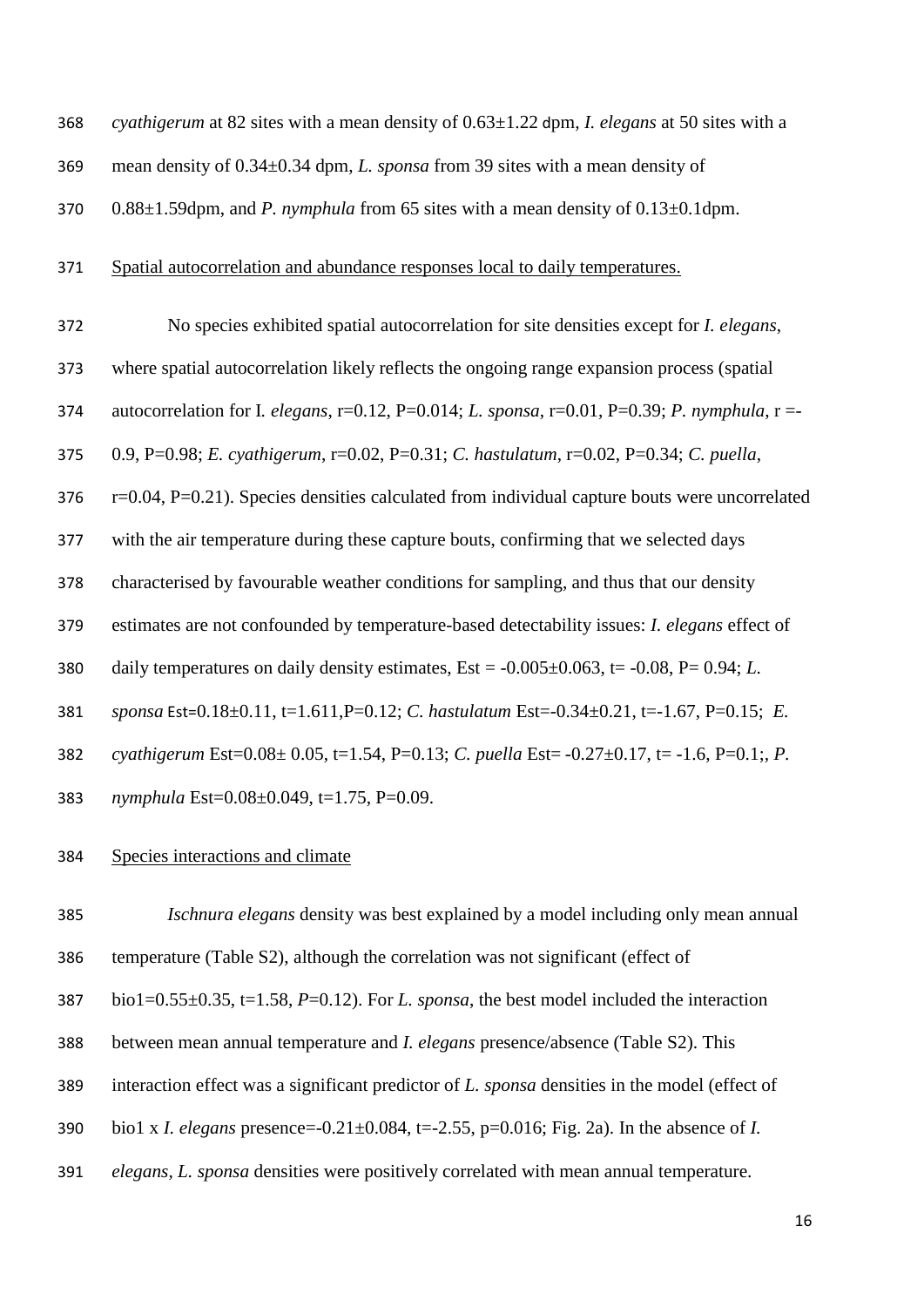*cyathigerum* at 82 sites with a mean density of 0.63±1.22 dpm, *I. elegans* at 50 sites with a mean density of 0.34±0.34 dpm, *L. sponsa* from 39 sites with a mean density of 0.88±1.59dpm, and *P. nymphula* from 65 sites with a mean density of 0.13±0.1dpm.

Spatial autocorrelation and abundance responses local to daily temperatures.

No species exhibited spatial autocorrelation for site densities except for *I. elegans*, where spatial autocorrelation likely reflects the ongoing range expansion process (spatial autocorrelation for I. *elegans*, r=0.12, P=0.014; *L. sponsa*, r=0.01, P=0.39; *P. nymphula*, r =-0.9, P=0.98; *E. cyathigerum*, r=0.02, P=0.31; *C. hastulatum*, r=0.02, P=0.34; *C. puella*, r=0.04, P=0.21). Species densities calculated from individual capture bouts were uncorrelated with the air temperature during these capture bouts, confirming that we selected days characterised by favourable weather conditions for sampling, and thus that our density estimates are not confounded by temperature-based detectability issues: *I. elegans* effect of daily temperatures on daily density estimates, Est = -0.005±0.063, t= -0.08, P= 0.94; *L. sponsa* Est=0.18±0.11, t=1.611,P=0.12; *C. hastulatum* Est=-0.34±0.21, t=-1.67, P=0.15; *E. cyathigerum* Est=0.08± 0.05, t=1.54, P=0.13; *C. puella* Est= -0.27±0.17, t= -1.6, P=0.1;, *P. nymphula* Est=0.08±0.049, t=1.75, P=0.09.

Species interactions and climate

*Ischnura elegans* density was best explained by a model including only mean annual temperature (Table S2), although the correlation was not significant (effect of bio1=0.55±0.35, t=1.58, *P*=0.12). For *L. sponsa*, the best model included the interaction between mean annual temperature and *I. elegans* presence/absence (Table S2). This interaction effect was a significant predictor of *L. sponsa* densities in the model (effect of bio1 x *I. elegans* presence=-0.21±0.084, t=-2.55, p=0.016; Fig. 2a). In the absence of *I. elegans*, *L. sponsa* densities were positively correlated with mean annual temperature.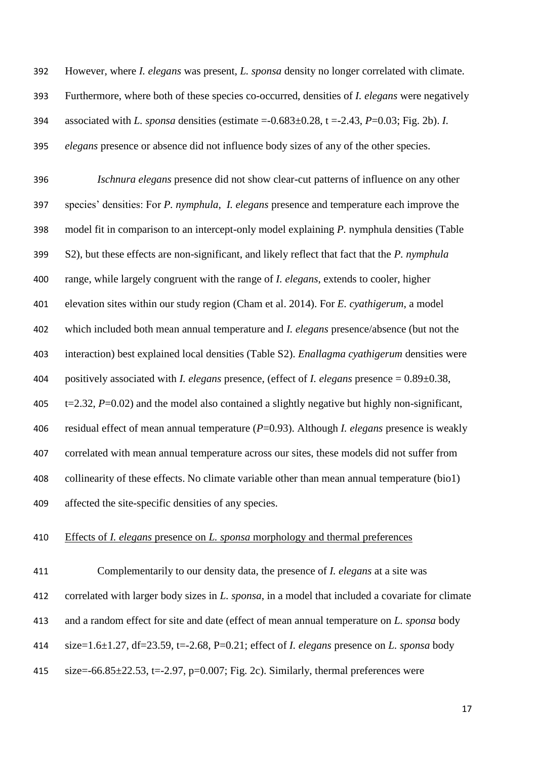However, where *I. elegans* was present, *L. sponsa* density no longer correlated with climate. Furthermore, where both of these species co-occurred, densities of *I. elegans* were negatively associated with *L. sponsa* densities (estimate =-0.683±0.28, t =-2.43, $P$=0.03; Fig. 2b). *I. elegans* presence or absence did not influence body sizes of any of the other species.

*Ischnura elegans* presence did not show clear-cut patterns of influence on any other species' densities: For *P. nymphula*, *I. elegans* presence and temperature each improve the model fit in comparison to an intercept-only model explaining *P.* nymphula densities (Table S2), but these effects are non-significant, and likely reflect that fact that the *P. nymphula* range, while largely congruent with the range of *I. elegans*, extends to cooler, higher elevation sites within our study region (Cham et al. 2014). For *E. cyathigerum*, a model which included both mean annual temperature and *I. elegans* presence/absence (but not the interaction) best explained local densities (Table S2). *Enallagma cyathigerum* densities were positively associated with *I. elegans* presence, (effect of *I. elegans* presence = 0.89±0.38, t=2.32, $P$=0.02) and the model also contained a slightly negative but highly non-significant, residual effect of mean annual temperature ($P$=0.93). Although *I. elegans* presence is weakly correlated with mean annual temperature across our sites, these models did not suffer from collinearity of these effects. No climate variable other than mean annual temperature (bio1) affected the site-specific densities of any species.

Effects of *I. elegans* presence on *L. sponsa* morphology and thermal preferences

Complementarily to our density data, the presence of *I. elegans* at a site was correlated with larger body sizes in *L. sponsa*, in a model that included a covariate for climate and a random effect for site and date (effect of mean annual temperature on *L. sponsa* body size=1.6±1.27, df=23.59, t=-2.68, P=0.21; effect of *I. elegans* presence on *L. sponsa* body size=-66.85±22.53, t=-2.97, p=0.007; Fig. 2c). Similarly, thermal preferences were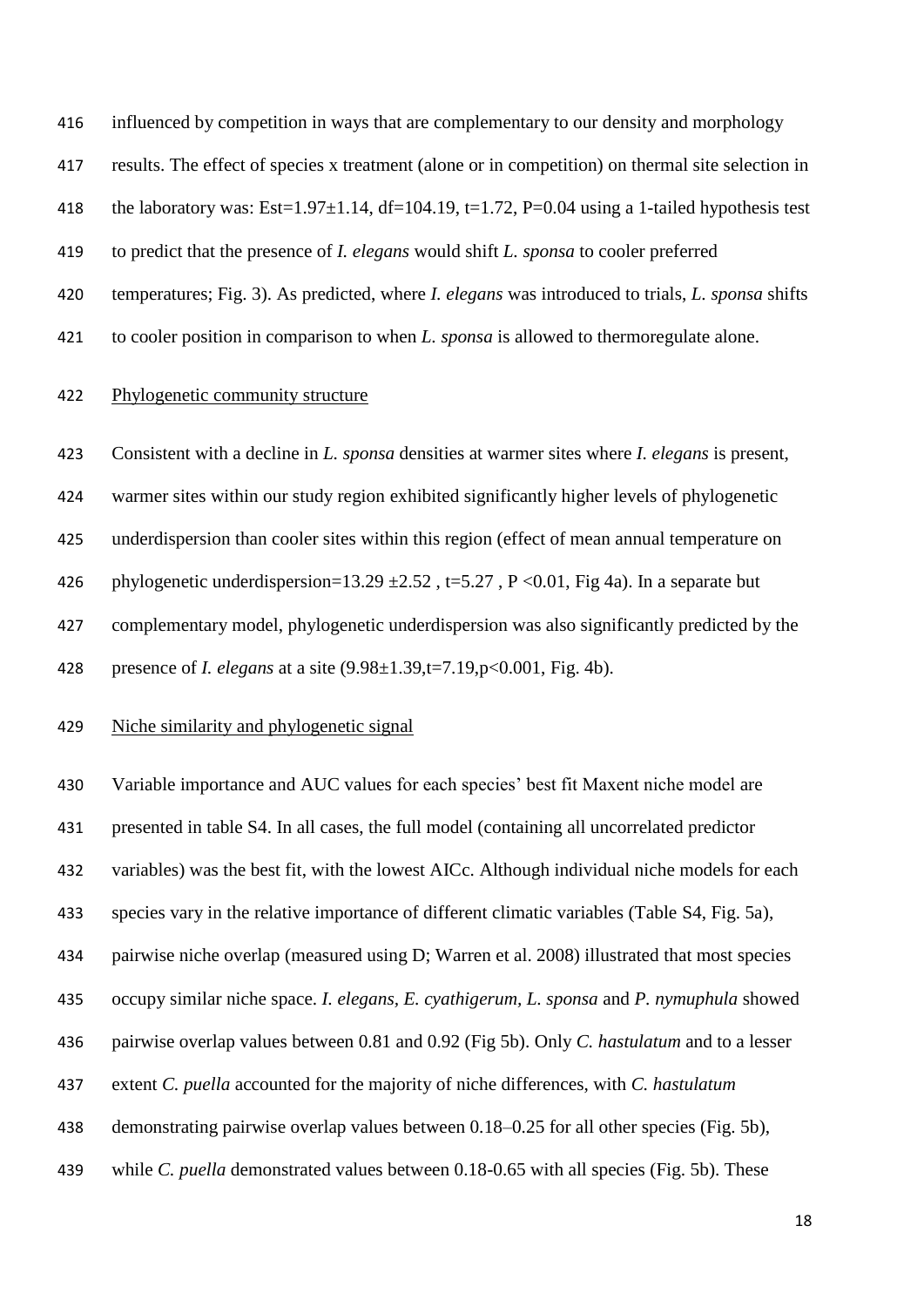influenced by competition in ways that are complementary to our density and morphology results. The effect of species x treatment (alone or in competition) on thermal site selection in the laboratory was: Est=1.97±1.14, df=104.19, t=1.72, P=0.04 using a 1-tailed hypothesis test to predict that the presence of *I. elegans* would shift *L. sponsa* to cooler preferred temperatures; Fig. 3). As predicted, where *I. elegans* was introduced to trials, *L. sponsa* shifts to cooler position in comparison to when *L. sponsa* is allowed to thermoregulate alone.

## Phylogenetic community structure

Consistent with a decline in *L. sponsa* densities at warmer sites where *I. elegans* is present, warmer sites within our study region exhibited significantly higher levels of phylogenetic underdispersion than cooler sites within this region (effect of mean annual temperature on phylogenetic underdispersion=13.29 ±2.52 , t=5.27 , P <0.01, Fig 4a). In a separate but complementary model, phylogenetic underdispersion was also significantly predicted by the presence of *I. elegans* at a site (9.98±1.39,t=7.19,p<0.001, Fig. 4b).

## Niche similarity and phylogenetic signal

Variable importance and AUC values for each species' best fit Maxent niche model are presented in table S4. In all cases, the full model (containing all uncorrelated predictor variables) was the best fit, with the lowest AICc. Although individual niche models for each species vary in the relative importance of different climatic variables (Table S4, Fig. 5a), pairwise niche overlap (measured using D; Warren et al. 2008) illustrated that most species occupy similar niche space. *I. elegans, E. cyathigerum, L. sponsa* and *P. nymuphula* showed pairwise overlap values between 0.81 and 0.92 (Fig 5b). Only *C. hastulatum* and to a lesser extent *C. puella* accounted for the majority of niche differences, with *C. hastulatum* demonstrating pairwise overlap values between 0.18–0.25 for all other species (Fig. 5b), while *C. puella* demonstrated values between 0.18-0.65 with all species (Fig. 5b). These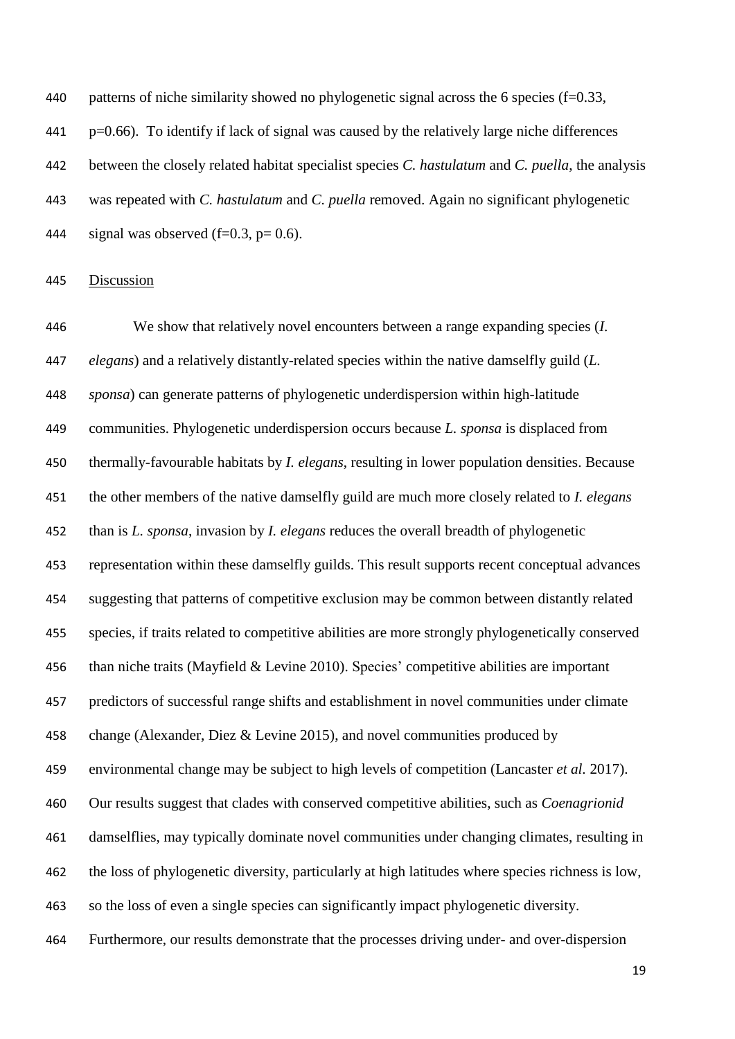patterns of niche similarity showed no phylogenetic signal across the 6 species ($f=0.33$, $p=0.66$). To identify if lack of signal was caused by the relatively large niche differences between the closely related habitat specialist species *C. hastulatum* and *C. puella*, the analysis was repeated with *C. hastulatum* and *C. puella* removed. Again no significant phylogenetic signal was observed ($f=0.3$, $p= 0.6$).

## Discussion

We show that relatively novel encounters between a range expanding species (*I. elegans*) and a relatively distantly-related species within the native damselfly guild (*L. sponsa*) can generate patterns of phylogenetic underdispersion within high-latitude communities. Phylogenetic underdispersion occurs because *L. sponsa* is displaced from thermally-favourable habitats by *I. elegans*, resulting in lower population densities. Because the other members of the native damselfly guild are much more closely related to *I. elegans* than is *L. sponsa*, invasion by *I. elegans* reduces the overall breadth of phylogenetic representation within these damselfly guilds. This result supports recent conceptual advances suggesting that patterns of competitive exclusion may be common between distantly related species, if traits related to competitive abilities are more strongly phylogenetically conserved than niche traits (Mayfield & Levine 2010). Species' competitive abilities are important predictors of successful range shifts and establishment in novel communities under climate change (Alexander, Diez & Levine 2015), and novel communities produced by environmental change may be subject to high levels of competition (Lancaster *et al.* 2017). Our results suggest that clades with conserved competitive abilities, such as *Coenagrionid* damselflies, may typically dominate novel communities under changing climates, resulting in the loss of phylogenetic diversity, particularly at high latitudes where species richness is low, so the loss of even a single species can significantly impact phylogenetic diversity. Furthermore, our results demonstrate that the processes driving under- and over-dispersion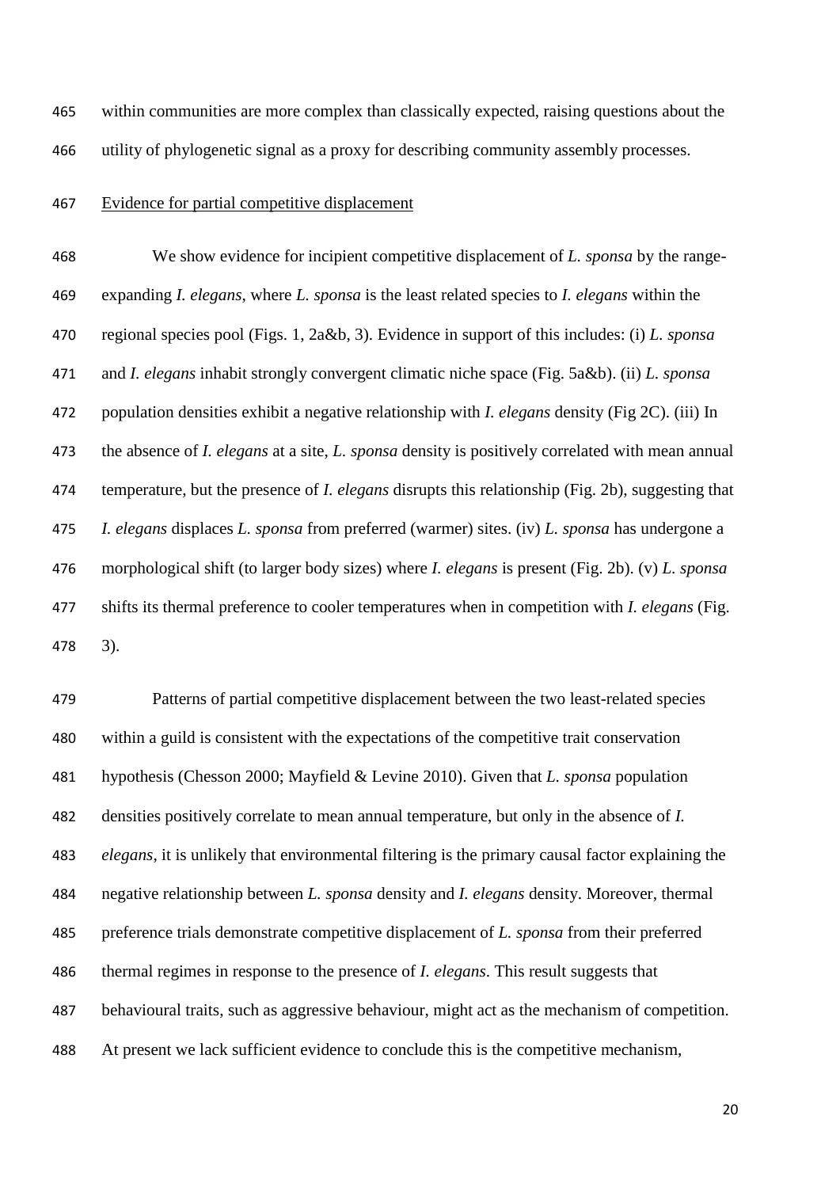within communities are more complex than classically expected, raising questions about the utility of phylogenetic signal as a proxy for describing community assembly processes.

Evidence for partial competitive displacement

We show evidence for incipient competitive displacement of *L. sponsa* by the range-expanding *I. elegans*, where *L. sponsa* is the least related species to *I. elegans* within the regional species pool (Figs. 1, 2a&b, 3). Evidence in support of this includes: (i) *L. sponsa* and *I. elegans* inhabit strongly convergent climatic niche space (Fig. 5a&b). (ii) *L. sponsa* population densities exhibit a negative relationship with *I. elegans* density (Fig 2C). (iii) In the absence of *I. elegans* at a site, *L. sponsa* density is positively correlated with mean annual temperature, but the presence of *I. elegans* disrupts this relationship (Fig. 2b), suggesting that *I. elegans* displaces *L. sponsa* from preferred (warmer) sites. (iv) *L. sponsa* has undergone a morphological shift (to larger body sizes) where *I. elegans* is present (Fig. 2b). (v) *L. sponsa* shifts its thermal preference to cooler temperatures when in competition with *I. elegans* (Fig. 3).

Patterns of partial competitive displacement between the two least-related species within a guild is consistent with the expectations of the competitive trait conservation hypothesis (Chesson 2000; Mayfield & Levine 2010). Given that *L. sponsa* population densities positively correlate to mean annual temperature, but only in the absence of *I. elegans*, it is unlikely that environmental filtering is the primary causal factor explaining the negative relationship between *L. sponsa* density and *I. elegans* density. Moreover, thermal preference trials demonstrate competitive displacement of *L. sponsa* from their preferred thermal regimes in response to the presence of *I. elegans*. This result suggests that behavioural traits, such as aggressive behaviour, might act as the mechanism of competition. At present we lack sufficient evidence to conclude this is the competitive mechanism,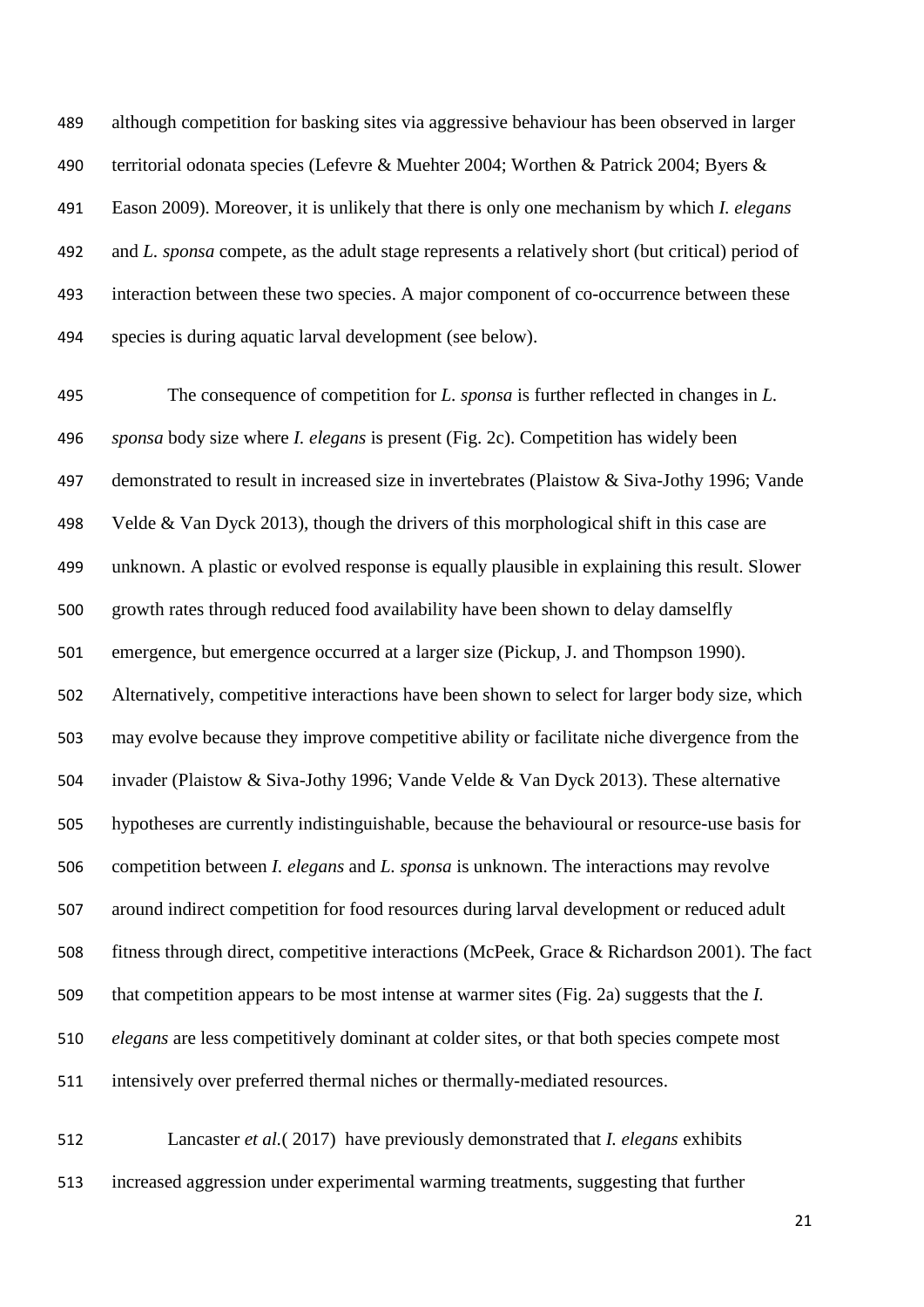although competition for basking sites via aggressive behaviour has been observed in larger territorial odonata species (Lefevre & Muehter 2004; Worthen & Patrick 2004; Byers & Eason 2009). Moreover, it is unlikely that there is only one mechanism by which *I. elegans* and *L. sponsa* compete, as the adult stage represents a relatively short (but critical) period of interaction between these two species. A major component of co-occurrence between these species is during aquatic larval development (see below).

The consequence of competition for *L. sponsa* is further reflected in changes in *L. sponsa* body size where *I. elegans* is present (Fig. 2c). Competition has widely been demonstrated to result in increased size in invertebrates (Plaistow & Siva-Jothy 1996; Vande Velde & Van Dyck 2013), though the drivers of this morphological shift in this case are unknown. A plastic or evolved response is equally plausible in explaining this result. Slower growth rates through reduced food availability have been shown to delay damselfly emergence, but emergence occurred at a larger size (Pickup, J. and Thompson 1990). Alternatively, competitive interactions have been shown to select for larger body size, which may evolve because they improve competitive ability or facilitate niche divergence from the invader (Plaistow & Siva-Jothy 1996; Vande Velde & Van Dyck 2013). These alternative hypotheses are currently indistinguishable, because the behavioural or resource-use basis for competition between *I. elegans* and *L. sponsa* is unknown. The interactions may revolve around indirect competition for food resources during larval development or reduced adult fitness through direct, competitive interactions (McPeek, Grace & Richardson 2001). The fact that competition appears to be most intense at warmer sites (Fig. 2a) suggests that the *I. elegans* are less competitively dominant at colder sites, or that both species compete most intensively over preferred thermal niches or thermally-mediated resources.

Lancaster *et al.*( 2017) have previously demonstrated that *I. elegans* exhibits increased aggression under experimental warming treatments, suggesting that further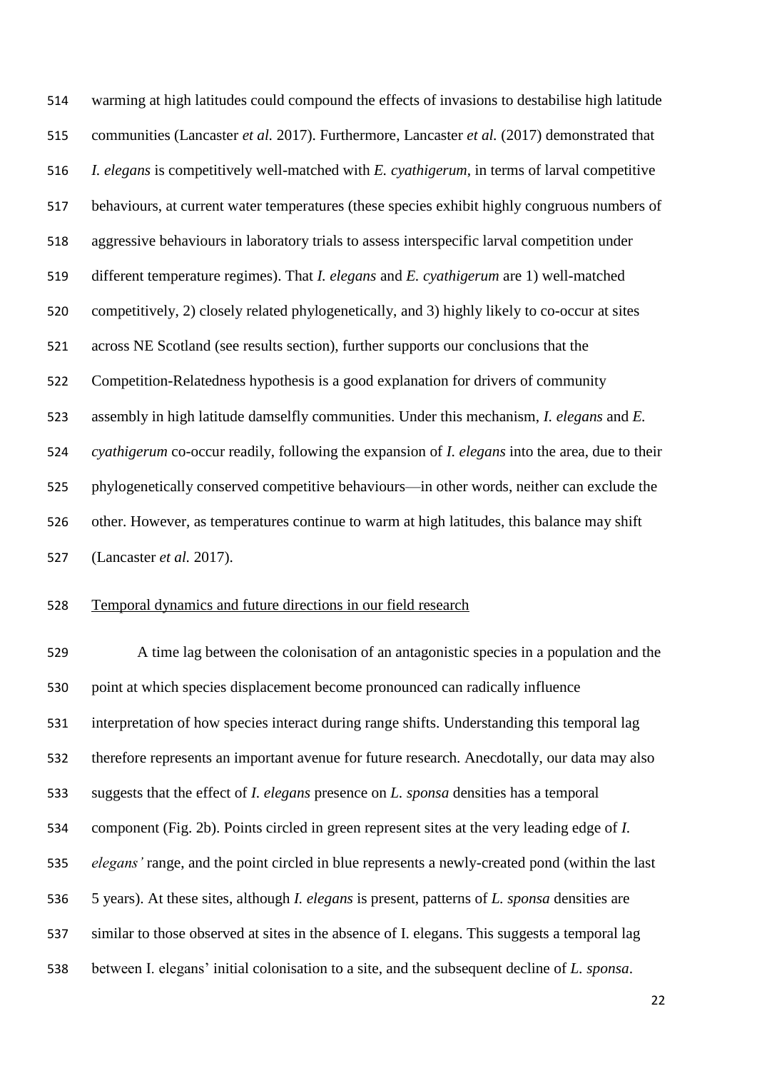warming at high latitudes could compound the effects of invasions to destabilise high latitude communities (Lancaster *et al.* 2017). Furthermore, Lancaster *et al.* (2017) demonstrated that *I. elegans* is competitively well-matched with *E. cyathigerum*, in terms of larval competitive behaviours, at current water temperatures (these species exhibit highly congruous numbers of aggressive behaviours in laboratory trials to assess interspecific larval competition under different temperature regimes). That *I. elegans* and *E. cyathigerum* are 1) well-matched competitively, 2) closely related phylogenetically, and 3) highly likely to co-occur at sites across NE Scotland (see results section), further supports our conclusions that the Competition-Relatedness hypothesis is a good explanation for drivers of community assembly in high latitude damselfly communities. Under this mechanism, *I. elegans* and *E. cyathigerum* co-occur readily, following the expansion of *I. elegans* into the area, due to their phylogenetically conserved competitive behaviours—in other words, neither can exclude the other. However, as temperatures continue to warm at high latitudes, this balance may shift (Lancaster *et al.* 2017).

<u>Temporal dynamics and future directions in our field research</u>

A time lag between the colonisation of an antagonistic species in a population and the point at which species displacement become pronounced can radically influence interpretation of how species interact during range shifts. Understanding this temporal lag therefore represents an important avenue for future research. Anecdotally, our data may also suggests that the effect of *I. elegans* presence on *L. sponsa* densities has a temporal component (Fig. 2b). Points circled in green represent sites at the very leading edge of *I. elegans'* range, and the point circled in blue represents a newly-created pond (within the last 5 years). At these sites, although *I. elegans* is present, patterns of *L. sponsa* densities are similar to those observed at sites in the absence of I. elegans. This suggests a temporal lag between I. elegans' initial colonisation to a site, and the subsequent decline of *L. sponsa*.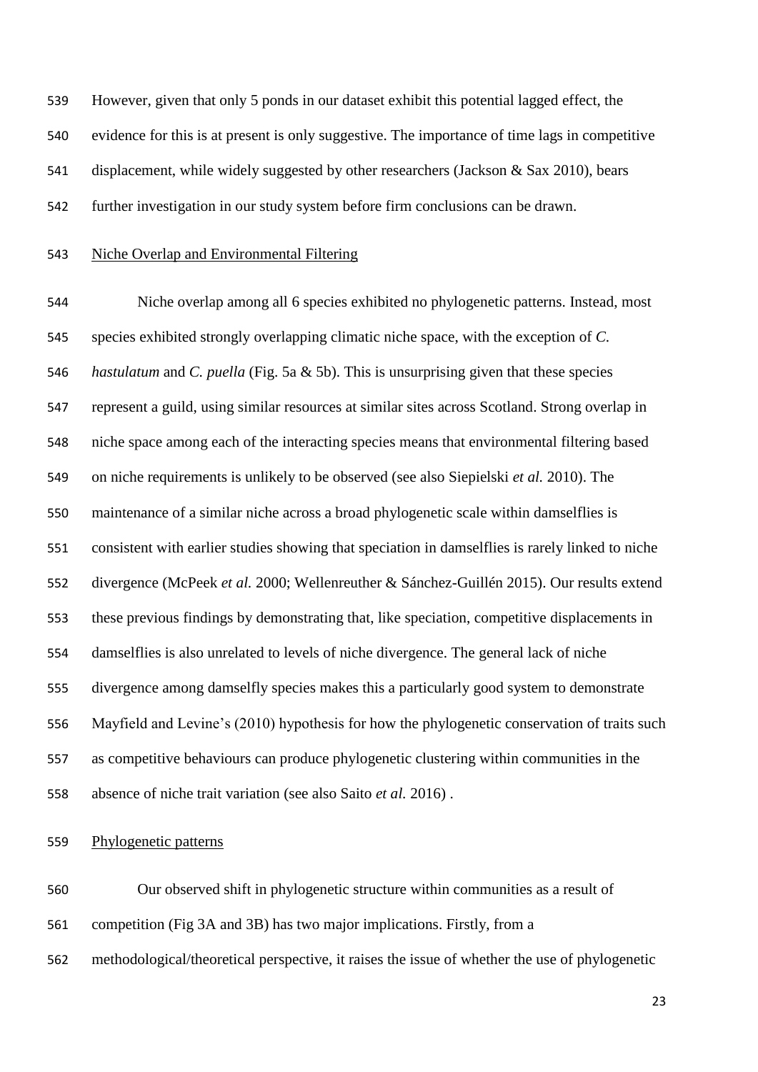However, given that only 5 ponds in our dataset exhibit this potential lagged effect, the evidence for this is at present is only suggestive. The importance of time lags in competitive displacement, while widely suggested by other researchers (Jackson & Sax 2010), bears further investigation in our study system before firm conclusions can be drawn.

## Niche Overlap and Environmental Filtering

Niche overlap among all 6 species exhibited no phylogenetic patterns. Instead, most species exhibited strongly overlapping climatic niche space, with the exception of *C. hastulatum* and *C. puella* (Fig. 5a & 5b). This is unsurprising given that these species represent a guild, using similar resources at similar sites across Scotland. Strong overlap in niche space among each of the interacting species means that environmental filtering based on niche requirements is unlikely to be observed (see also Siepielski *et al.* 2010). The maintenance of a similar niche across a broad phylogenetic scale within damselflies is consistent with earlier studies showing that speciation in damselflies is rarely linked to niche divergence (McPeek *et al.* 2000; Wellenreuther & Sánchez-Guillén 2015). Our results extend these previous findings by demonstrating that, like speciation, competitive displacements in damselflies is also unrelated to levels of niche divergence. The general lack of niche divergence among damselfly species makes this a particularly good system to demonstrate Mayfield and Levine's (2010) hypothesis for how the phylogenetic conservation of traits such as competitive behaviours can produce phylogenetic clustering within communities in the absence of niche trait variation (see also Saito *et al.* 2016) .

## Phylogenetic patterns

Our observed shift in phylogenetic structure within communities as a result of competition (Fig 3A and 3B) has two major implications. Firstly, from a methodological/theoretical perspective, it raises the issue of whether the use of phylogenetic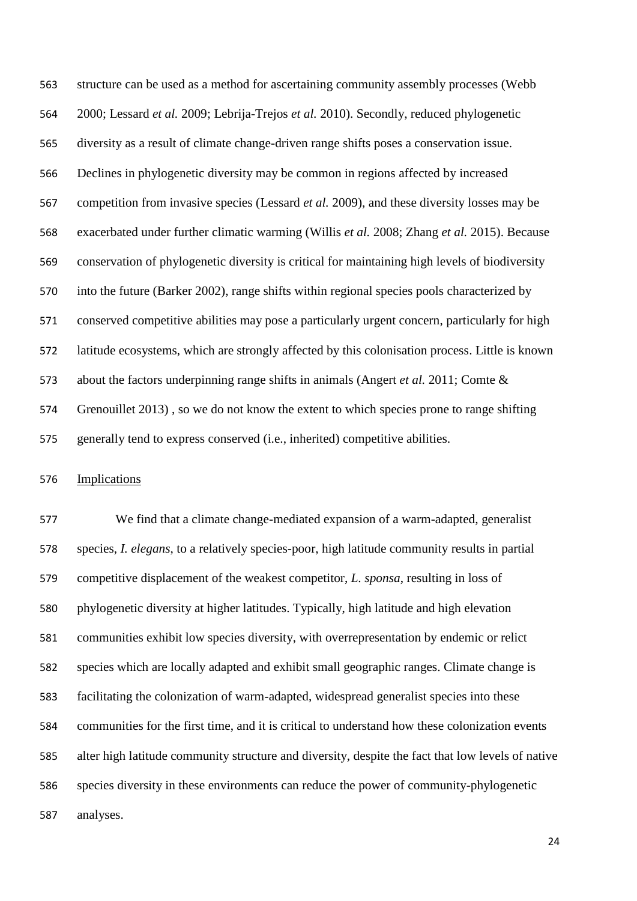structure can be used as a method for ascertaining community assembly processes (Webb 2000; Lessard *et al.* 2009; Lebrija-Trejos *et al.* 2010). Secondly, reduced phylogenetic diversity as a result of climate change-driven range shifts poses a conservation issue. Declines in phylogenetic diversity may be common in regions affected by increased competition from invasive species (Lessard *et al.* 2009), and these diversity losses may be exacerbated under further climatic warming (Willis *et al.* 2008; Zhang *et al.* 2015). Because conservation of phylogenetic diversity is critical for maintaining high levels of biodiversity into the future (Barker 2002), range shifts within regional species pools characterized by conserved competitive abilities may pose a particularly urgent concern, particularly for high latitude ecosystems, which are strongly affected by this colonisation process. Little is known about the factors underpinning range shifts in animals (Angert *et al.* 2011; Comte & Grenouillet 2013) , so we do not know the extent to which species prone to range shifting generally tend to express conserved (i.e., inherited) competitive abilities.

Implications

We find that a climate change-mediated expansion of a warm-adapted, generalist species, *I. elegans*, to a relatively species-poor, high latitude community results in partial competitive displacement of the weakest competitor, *L. sponsa*, resulting in loss of phylogenetic diversity at higher latitudes. Typically, high latitude and high elevation communities exhibit low species diversity, with overrepresentation by endemic or relict species which are locally adapted and exhibit small geographic ranges. Climate change is facilitating the colonization of warm-adapted, widespread generalist species into these communities for the first time, and it is critical to understand how these colonization events alter high latitude community structure and diversity, despite the fact that low levels of native species diversity in these environments can reduce the power of community-phylogenetic analyses.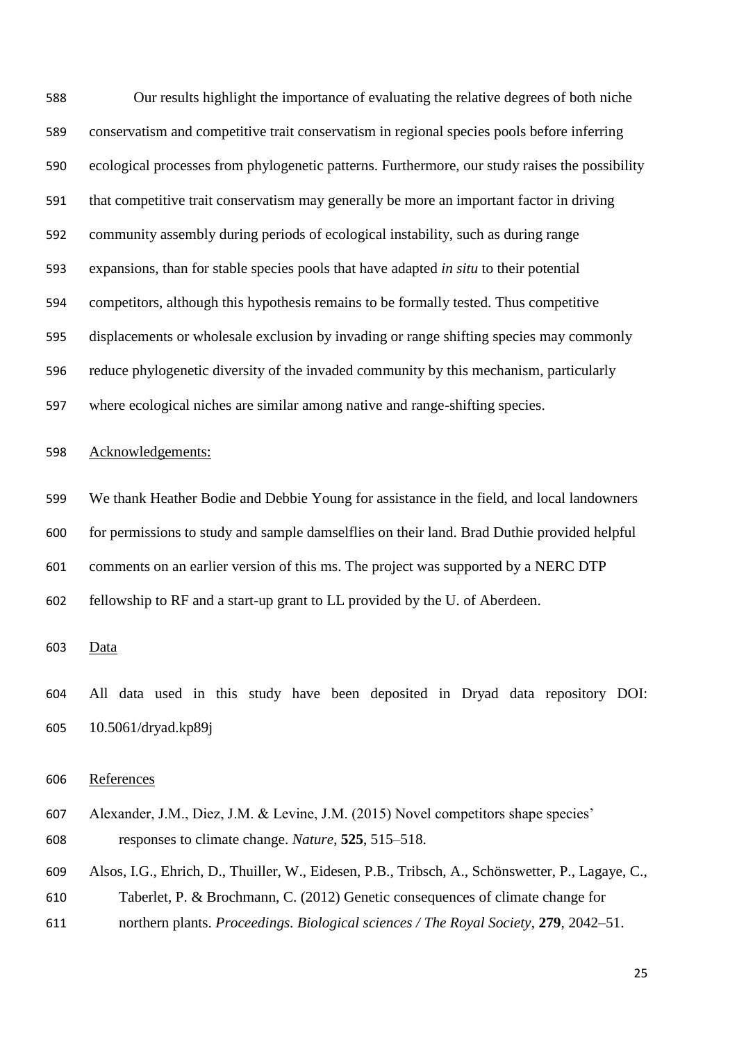Our results highlight the importance of evaluating the relative degrees of both niche conservatism and competitive trait conservatism in regional species pools before inferring ecological processes from phylogenetic patterns. Furthermore, our study raises the possibility that competitive trait conservatism may generally be more an important factor in driving community assembly during periods of ecological instability, such as during range expansions, than for stable species pools that have adapted *in situ* to their potential competitors, although this hypothesis remains to be formally tested. Thus competitive displacements or wholesale exclusion by invading or range shifting species may commonly reduce phylogenetic diversity of the invaded community by this mechanism, particularly where ecological niches are similar among native and range-shifting species.

## Acknowledgements:

We thank Heather Bodie and Debbie Young for assistance in the field, and local landowners for permissions to study and sample damselflies on their land. Brad Duthie provided helpful comments on an earlier version of this ms. The project was supported by a NERC DTP fellowship to RF and a start-up grant to LL provided by the U. of Aberdeen.

## Data

All data used in this study have been deposited in Dryad data repository DOI: 10.5061/dryad.kp89j

## References

Alexander, J.M., Diez, J.M. & Levine, J.M. (2015) Novel competitors shape species' responses to climate change. *Nature*, **525**, 515–518.

Alsos, I.G., Ehrich, D., Thuiller, W., Eidesen, P.B., Tribsch, A., Schönswetter, P., Lagaye, C., Taberlet, P. & Brochmann, C. (2012) Genetic consequences of climate change for northern plants. *Proceedings. Biological sciences / The Royal Society*, **279**, 2042–51.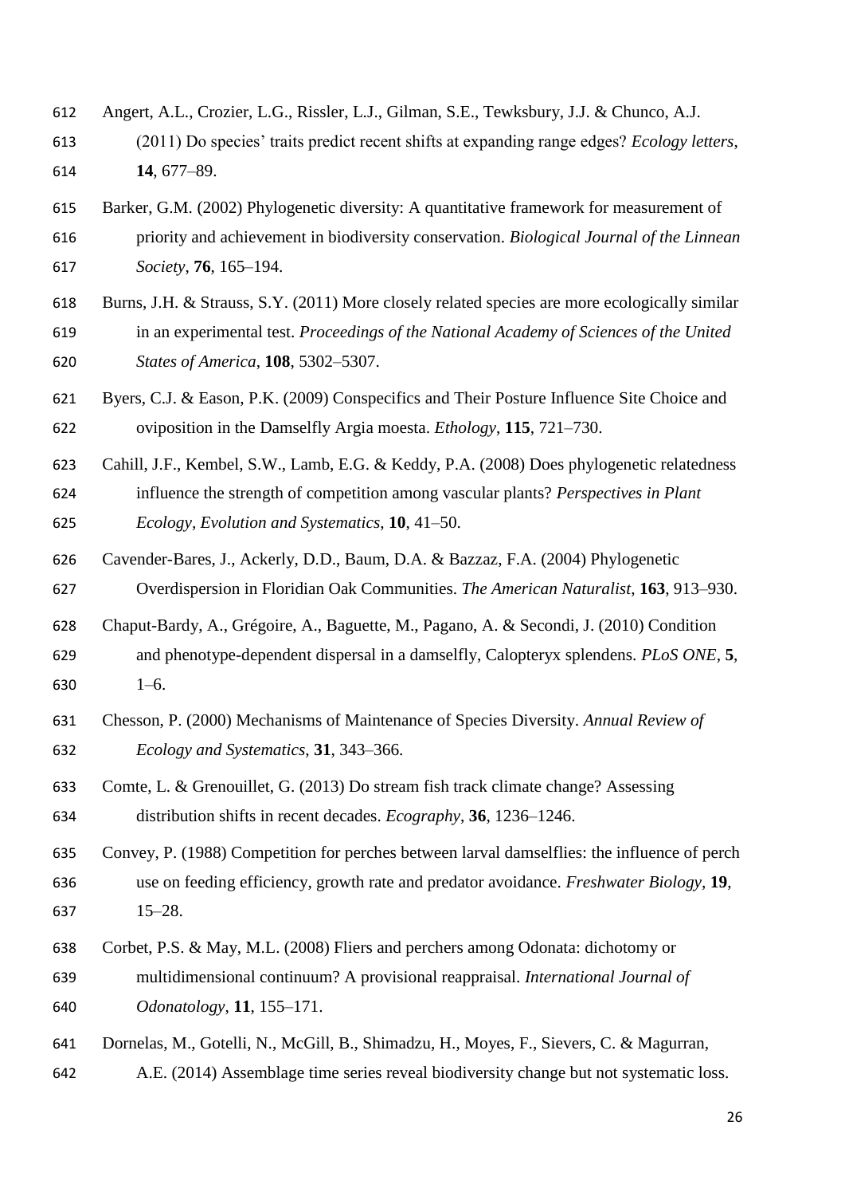Angert, A.L., Crozier, L.G., Rissler, L.J., Gilman, S.E., Tewksbury, J.J. & Chunco, A.J. (2011) Do species' traits predict recent shifts at expanding range edges? *Ecology letters*, **14**, 677–89.

Barker, G.M. (2002) Phylogenetic diversity: A quantitative framework for measurement of priority and achievement in biodiversity conservation. *Biological Journal of the Linnean Society*, **76**, 165–194.

Burns, J.H. & Strauss, S.Y. (2011) More closely related species are more ecologically similar in an experimental test. *Proceedings of the National Academy of Sciences of the United States of America*, **108**, 5302–5307.

Byers, C.J. & Eason, P.K. (2009) Conspecifics and Their Posture Influence Site Choice and oviposition in the Damselfly Argia moesta. *Ethology*, **115**, 721–730.

Cahill, J.F., Kembel, S.W., Lamb, E.G. & Keddy, P.A. (2008) Does phylogenetic relatedness influence the strength of competition among vascular plants? *Perspectives in Plant Ecology, Evolution and Systematics*, **10**, 41–50.

Cavender-Bares, J., Ackerly, D.D., Baum, D.A. & Bazzaz, F.A. (2004) Phylogenetic Overdispersion in Floridian Oak Communities. *The American Naturalist*, **163**, 913–930.

Chaput-Bardy, A., Grégoire, A., Baguette, M., Pagano, A. & Secondi, J. (2010) Condition and phenotype-dependent dispersal in a damselfly, Calopteryx splendens. *PLoS ONE*, **5**, 1–6.

Chesson, P. (2000) Mechanisms of Maintenance of Species Diversity. *Annual Review of Ecology and Systematics*, **31**, 343–366.

Comte, L. & Grenouillet, G. (2013) Do stream fish track climate change? Assessing distribution shifts in recent decades. *Ecography*, **36**, 1236–1246.

Convey, P. (1988) Competition for perches between larval damselflies: the influence of perch use on feeding efficiency, growth rate and predator avoidance. *Freshwater Biology*, **19**, 15–28.

Corbet, P.S. & May, M.L. (2008) Fliers and perchers among Odonata: dichotomy or multidimensional continuum? A provisional reappraisal. *International Journal of Odonatology*, **11**, 155–171.

Dornelas, M., Gotelli, N., McGill, B., Shimadzu, H., Moyes, F., Sievers, C. & Magurran, A.E. (2014) Assemblage time series reveal biodiversity change but not systematic loss.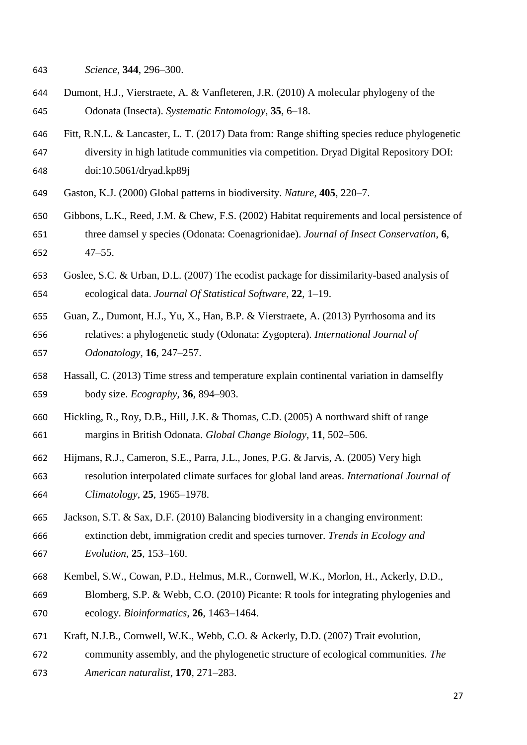*Science*, **344**, 296–300.

Dumont, H.J., Vierstraete, A. & Vanfleteren, J.R. (2010) A molecular phylogeny of the Odonata (Insecta). *Systematic Entomology*, **35**, 6–18.

Fitt, R.N.L. & Lancaster, L. T. (2017) Data from: Range shifting species reduce phylogenetic diversity in high latitude communities via competition. Dryad Digital Repository DOI: doi:10.5061/dryad.kp89j

Gaston, K.J. (2000) Global patterns in biodiversity. *Nature*, **405**, 220–7.

Gibbons, L.K., Reed, J.M. & Chew, F.S. (2002) Habitat requirements and local persistence of three damsel y species (Odonata: Coenagrionidae). *Journal of Insect Conservation*, **6**, 47–55.

Goslee, S.C. & Urban, D.L. (2007) The ecodist package for dissimilarity-based analysis of ecological data. *Journal Of Statistical Software*, **22**, 1–19.

Guan, Z., Dumont, H.J., Yu, X., Han, B.P. & Vierstraete, A. (2013) Pyrrhosoma and its relatives: a phylogenetic study (Odonata: Zygoptera). *International Journal of Odonatology*, **16**, 247–257.

Hassall, C. (2013) Time stress and temperature explain continental variation in damselfly body size. *Ecography*, **36**, 894–903.

Hickling, R., Roy, D.B., Hill, J.K. & Thomas, C.D. (2005) A northward shift of range margins in British Odonata. *Global Change Biology*, **11**, 502–506.

Hijmans, R.J., Cameron, S.E., Parra, J.L., Jones, P.G. & Jarvis, A. (2005) Very high resolution interpolated climate surfaces for global land areas. *International Journal of Climatology*, **25**, 1965–1978.

Jackson, S.T. & Sax, D.F. (2010) Balancing biodiversity in a changing environment: extinction debt, immigration credit and species turnover. *Trends in Ecology and Evolution*, **25**, 153–160.

Kembel, S.W., Cowan, P.D., Helmus, M.R., Cornwell, W.K., Morlon, H., Ackerly, D.D., Blomberg, S.P. & Webb, C.O. (2010) Picante: R tools for integrating phylogenies and ecology. *Bioinformatics*, **26**, 1463–1464.

Kraft, N.J.B., Cornwell, W.K., Webb, C.O. & Ackerly, D.D. (2007) Trait evolution, community assembly, and the phylogenetic structure of ecological communities. *The American naturalist*, **170**, 271–283.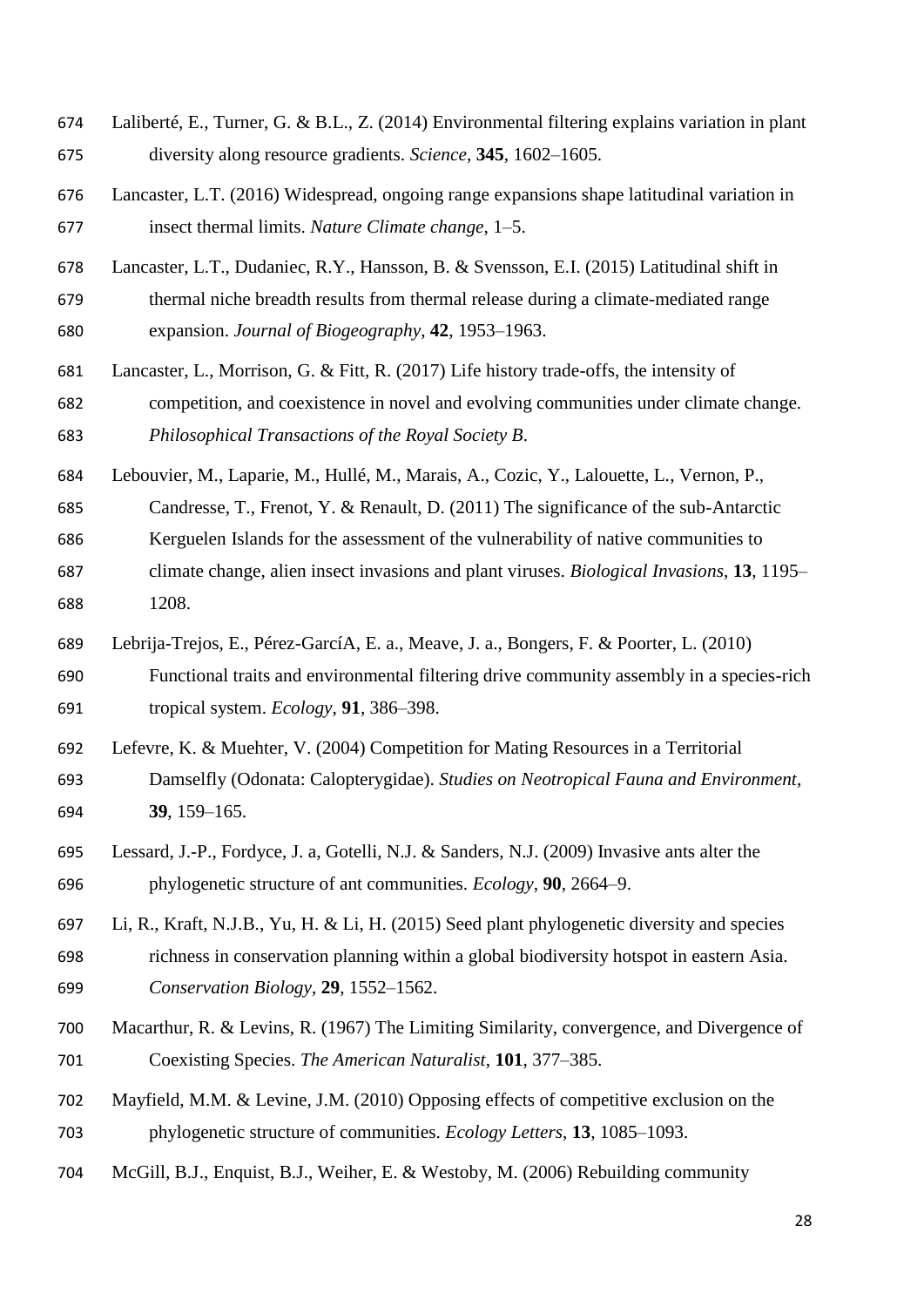Laliberté, E., Turner, G. & B.L., Z. (2014) Environmental filtering explains variation in plant diversity along resource gradients. *Science*, **345**, 1602–1605.

Lancaster, L.T. (2016) Widespread, ongoing range expansions shape latitudinal variation in insect thermal limits. *Nature Climate change*, 1–5.

Lancaster, L.T., Dudaniec, R.Y., Hansson, B. & Svensson, E.I. (2015) Latitudinal shift in thermal niche breadth results from thermal release during a climate-mediated range expansion. *Journal of Biogeography*, **42**, 1953–1963.

Lancaster, L., Morrison, G. & Fitt, R. (2017) Life history trade-offs, the intensity of competition, and coexistence in novel and evolving communities under climate change. *Philosophical Transactions of the Royal Society B*.

Lebouvier, M., Laparie, M., Hullé, M., Marais, A., Cozic, Y., Lalouette, L., Vernon, P., Candresse, T., Frenot, Y. & Renault, D. (2011) The significance of the sub-Antarctic Kerguelen Islands for the assessment of the vulnerability of native communities to climate change, alien insect invasions and plant viruses. *Biological Invasions*, **13**, 1195–1208.

Lebrija-Trejos, E., Pérez-GarcíA, E. a., Meave, J. a., Bongers, F. & Poorter, L. (2010) Functional traits and environmental filtering drive community assembly in a species-rich tropical system. *Ecology*, **91**, 386–398.

Lefevre, K. & Muehter, V. (2004) Competition for Mating Resources in a Territorial Damselfly (Odonata: Calopterygidae). *Studies on Neotropical Fauna and Environment*, **39**, 159–165.

Lessard, J.-P., Fordyce, J. a, Gotelli, N.J. & Sanders, N.J. (2009) Invasive ants alter the phylogenetic structure of ant communities. *Ecology*, **90**, 2664–9.

Li, R., Kraft, N.J.B., Yu, H. & Li, H. (2015) Seed plant phylogenetic diversity and species richness in conservation planning within a global biodiversity hotspot in eastern Asia. *Conservation Biology*, **29**, 1552–1562.

Macarthur, R. & Levins, R. (1967) The Limiting Similarity, convergence, and Divergence of Coexisting Species. *The American Naturalist*, **101**, 377–385.

Mayfield, M.M. & Levine, J.M. (2010) Opposing effects of competitive exclusion on the phylogenetic structure of communities. *Ecology Letters*, **13**, 1085–1093.

McGill, B.J., Enquist, B.J., Weiher, E. & Westoby, M. (2006) Rebuilding community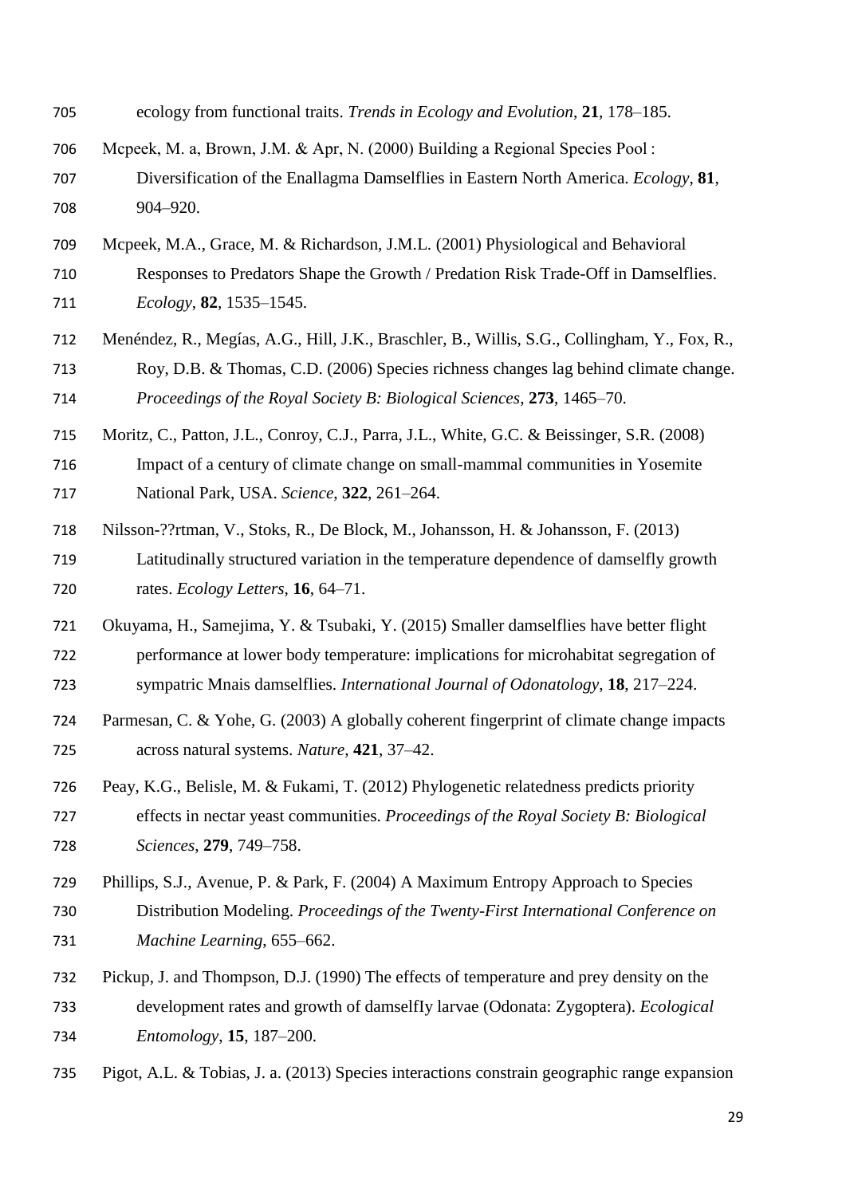ecology from functional traits. *Trends in Ecology and Evolution*, **21**, 178–185.

Mcpeek, M. a, Brown, J.M. & Apr, N. (2000) Building a Regional Species Pool : Diversification of the Enallagma Damselflies in Eastern North America. *Ecology*, **81**, 904–920.

Mcpeek, M.A., Grace, M. & Richardson, J.M.L. (2001) Physiological and Behavioral Responses to Predators Shape the Growth / Predation Risk Trade-Off in Damselflies. *Ecology*, **82**, 1535–1545.

Menéndez, R., Megías, A.G., Hill, J.K., Braschler, B., Willis, S.G., Collingham, Y., Fox, R., Roy, D.B. & Thomas, C.D. (2006) Species richness changes lag behind climate change. *Proceedings of the Royal Society B: Biological Sciences*, **273**, 1465–70.

Moritz, C., Patton, J.L., Conroy, C.J., Parra, J.L., White, G.C. & Beissinger, S.R. (2008) Impact of a century of climate change on small-mammal communities in Yosemite National Park, USA. *Science*, **322**, 261–264.

Nilsson-??rtman, V., Stoks, R., De Block, M., Johansson, H. & Johansson, F. (2013) Latitudinally structured variation in the temperature dependence of damselfly growth rates. *Ecology Letters*, **16**, 64–71.

Okuyama, H., Samejima, Y. & Tsubaki, Y. (2015) Smaller damselflies have better flight performance at lower body temperature: implications for microhabitat segregation of sympatric Mnais damselflies. *International Journal of Odonatology*, **18**, 217–224.

Parmesan, C. & Yohe, G. (2003) A globally coherent fingerprint of climate change impacts across natural systems. *Nature*, **421**, 37–42.

Peay, K.G., Belisle, M. & Fukami, T. (2012) Phylogenetic relatedness predicts priority effects in nectar yeast communities. *Proceedings of the Royal Society B: Biological Sciences*, **279**, 749–758.

Phillips, S.J., Avenue, P. & Park, F. (2004) A Maximum Entropy Approach to Species Distribution Modeling. *Proceedings of the Twenty-First International Conference on Machine Learning*, 655–662.

Pickup, J. and Thompson, D.J. (1990) The effects of temperature and prey density on the development rates and growth of damselfIy larvae (Odonata: Zygoptera). *Ecological Entomology*, **15**, 187–200.

Pigot, A.L. & Tobias, J. a. (2013) Species interactions constrain geographic range expansion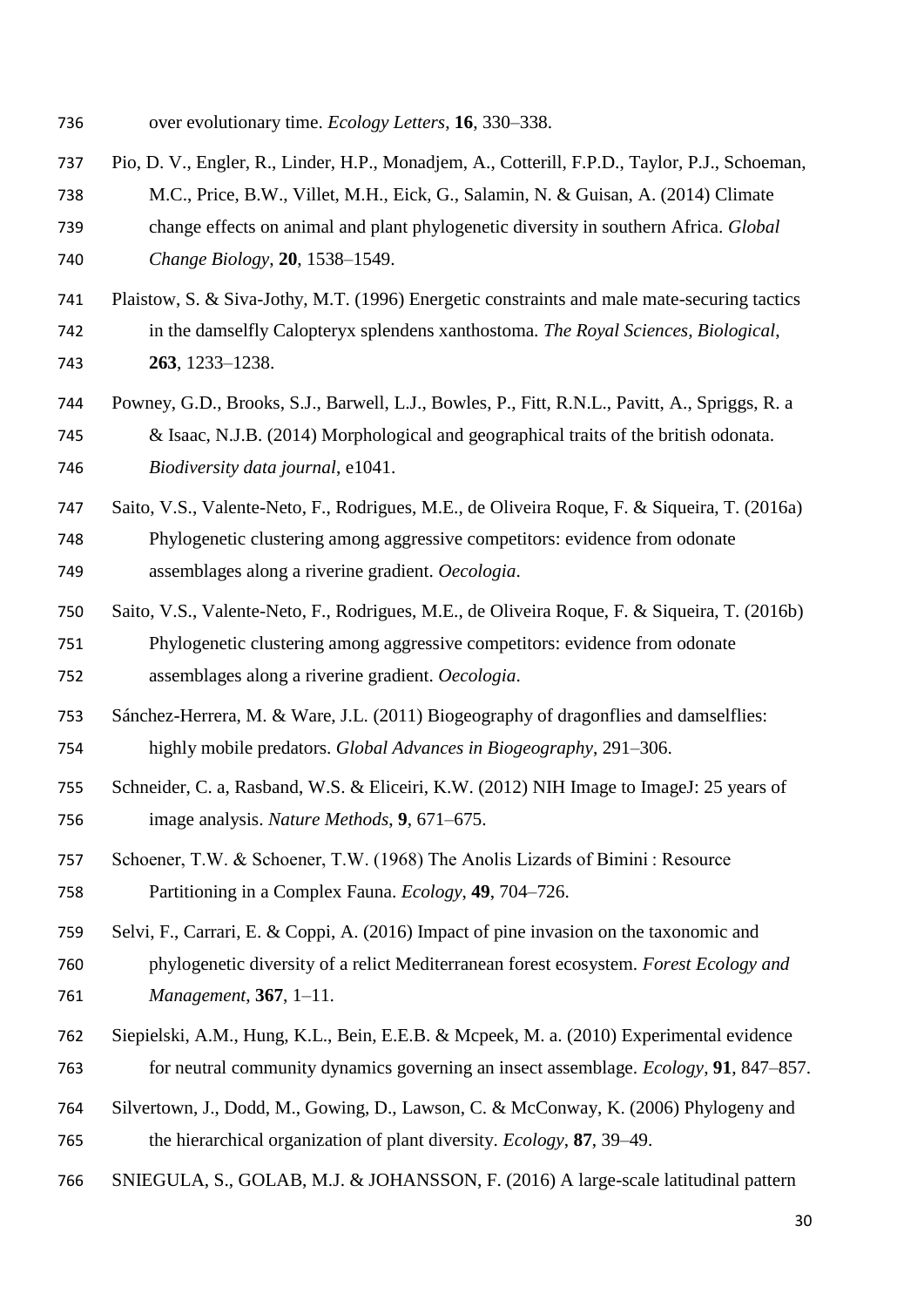over evolutionary time. *Ecology Letters*, **16**, 330–338.

Pio, D. V., Engler, R., Linder, H.P., Monadjem, A., Cotterill, F.P.D., Taylor, P.J., Schoeman, M.C., Price, B.W., Villet, M.H., Eick, G., Salamin, N. & Guisan, A. (2014) Climate change effects on animal and plant phylogenetic diversity in southern Africa. *Global Change Biology*, **20**, 1538–1549.

Plaistow, S. & Siva-Jothy, M.T. (1996) Energetic constraints and male mate-securing tactics in the damselfly Calopteryx splendens xanthostoma. *The Royal Sciences, Biological*, **263**, 1233–1238.

Powney, G.D., Brooks, S.J., Barwell, L.J., Bowles, P., Fitt, R.N.L., Pavitt, A., Spriggs, R. a & Isaac, N.J.B. (2014) Morphological and geographical traits of the british odonata. *Biodiversity data journal*, e1041.

Saito, V.S., Valente-Neto, F., Rodrigues, M.E., de Oliveira Roque, F. & Siqueira, T. (2016a) Phylogenetic clustering among aggressive competitors: evidence from odonate assemblages along a riverine gradient. *Oecologia*.

Saito, V.S., Valente-Neto, F., Rodrigues, M.E., de Oliveira Roque, F. & Siqueira, T. (2016b) Phylogenetic clustering among aggressive competitors: evidence from odonate assemblages along a riverine gradient. *Oecologia*.

Sánchez-Herrera, M. & Ware, J.L. (2011) Biogeography of dragonflies and damselflies: highly mobile predators. *Global Advances in Biogeography*, 291–306.

Schneider, C. a, Rasband, W.S. & Eliceiri, K.W. (2012) NIH Image to ImageJ: 25 years of image analysis. *Nature Methods*, **9**, 671–675.

Schoener, T.W. & Schoener, T.W. (1968) The Anolis Lizards of Bimini : Resource Partitioning in a Complex Fauna. *Ecology*, **49**, 704–726.

Selvi, F., Carrari, E. & Coppi, A. (2016) Impact of pine invasion on the taxonomic and phylogenetic diversity of a relict Mediterranean forest ecosystem. *Forest Ecology and Management*, **367**, 1–11.

Siepielski, A.M., Hung, K.L., Bein, E.E.B. & Mcpeek, M. a. (2010) Experimental evidence for neutral community dynamics governing an insect assemblage. *Ecology*, **91**, 847–857.

Silvertown, J., Dodd, M., Gowing, D., Lawson, C. & McConway, K. (2006) Phylogeny and the hierarchical organization of plant diversity. *Ecology*, **87**, 39–49.

SNIEGULA, S., GOLAB, M.J. & JOHANSSON, F. (2016) A large-scale latitudinal pattern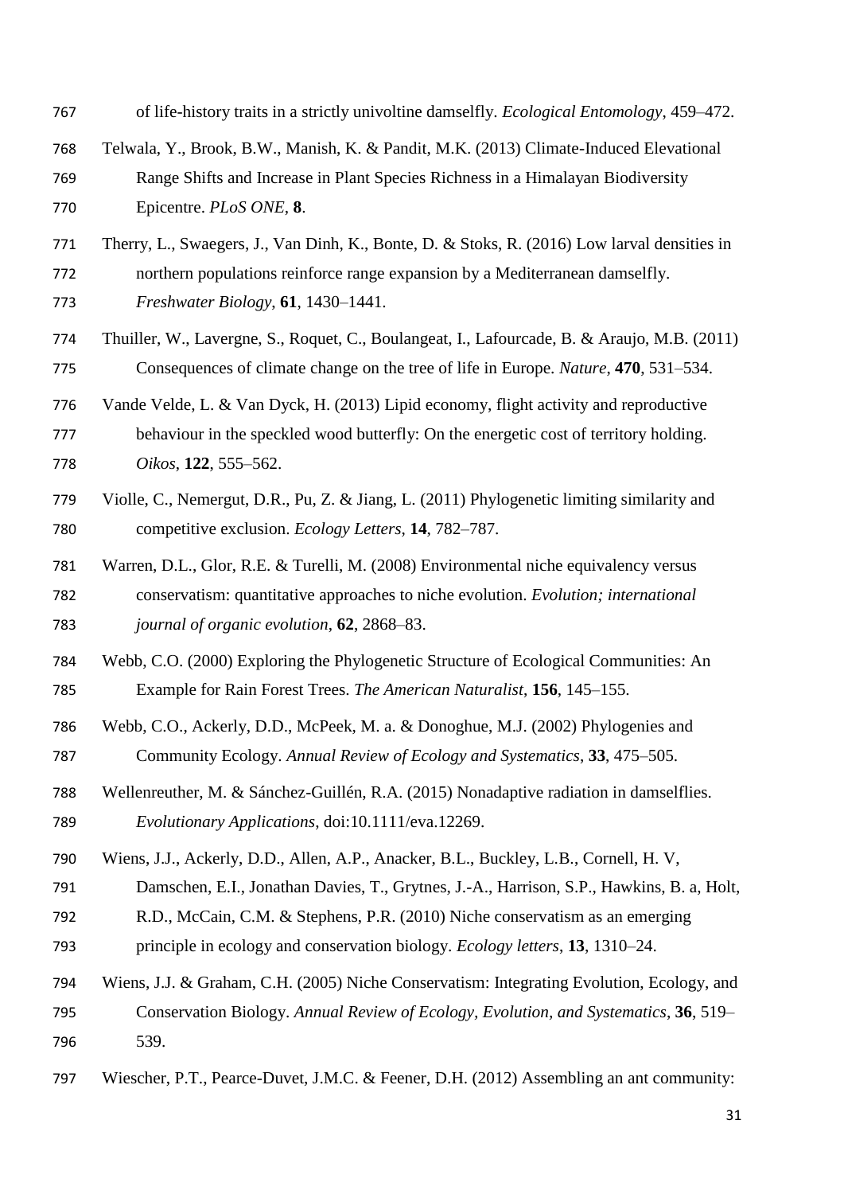of life-history traits in a strictly univoltine damselfly. *Ecological Entomology*, 459–472.

Telwala, Y., Brook, B.W., Manish, K. & Pandit, M.K. (2013) Climate-Induced Elevational Range Shifts and Increase in Plant Species Richness in a Himalayan Biodiversity Epicentre. *PLoS ONE*, **8**.

Therry, L., Swaegers, J., Van Dinh, K., Bonte, D. & Stoks, R. (2016) Low larval densities in northern populations reinforce range expansion by a Mediterranean damselfly. *Freshwater Biology*, **61**, 1430–1441.

Thuiller, W., Lavergne, S., Roquet, C., Boulangeat, I., Lafourcade, B. & Araujo, M.B. (2011) Consequences of climate change on the tree of life in Europe. *Nature*, **470**, 531–534.

Vande Velde, L. & Van Dyck, H. (2013) Lipid economy, flight activity and reproductive behaviour in the speckled wood butterfly: On the energetic cost of territory holding. *Oikos*, **122**, 555–562.

Violle, C., Nemergut, D.R., Pu, Z. & Jiang, L. (2011) Phylogenetic limiting similarity and competitive exclusion. *Ecology Letters*, **14**, 782–787.

Warren, D.L., Glor, R.E. & Turelli, M. (2008) Environmental niche equivalency versus conservatism: quantitative approaches to niche evolution. *Evolution; international journal of organic evolution*, **62**, 2868–83.

Webb, C.O. (2000) Exploring the Phylogenetic Structure of Ecological Communities: An Example for Rain Forest Trees. *The American Naturalist*, **156**, 145–155.

Webb, C.O., Ackerly, D.D., McPeek, M. a. & Donoghue, M.J. (2002) Phylogenies and Community Ecology. *Annual Review of Ecology and Systematics*, **33**, 475–505.

Wellenreuther, M. & Sánchez-Guillén, R.A. (2015) Nonadaptive radiation in damselflies. *Evolutionary Applications*, doi:10.1111/eva.12269.

Wiens, J.J., Ackerly, D.D., Allen, A.P., Anacker, B.L., Buckley, L.B., Cornell, H. V, Damschen, E.I., Jonathan Davies, T., Grytnes, J.-A., Harrison, S.P., Hawkins, B. a, Holt, R.D., McCain, C.M. & Stephens, P.R. (2010) Niche conservatism as an emerging principle in ecology and conservation biology. *Ecology letters*, **13**, 1310–24.

Wiens, J.J. & Graham, C.H. (2005) Niche Conservatism: Integrating Evolution, Ecology, and Conservation Biology. *Annual Review of Ecology, Evolution, and Systematics*, **36**, 519–539.

Wiescher, P.T., Pearce-Duvet, J.M.C. & Feener, D.H. (2012) Assembling an ant community: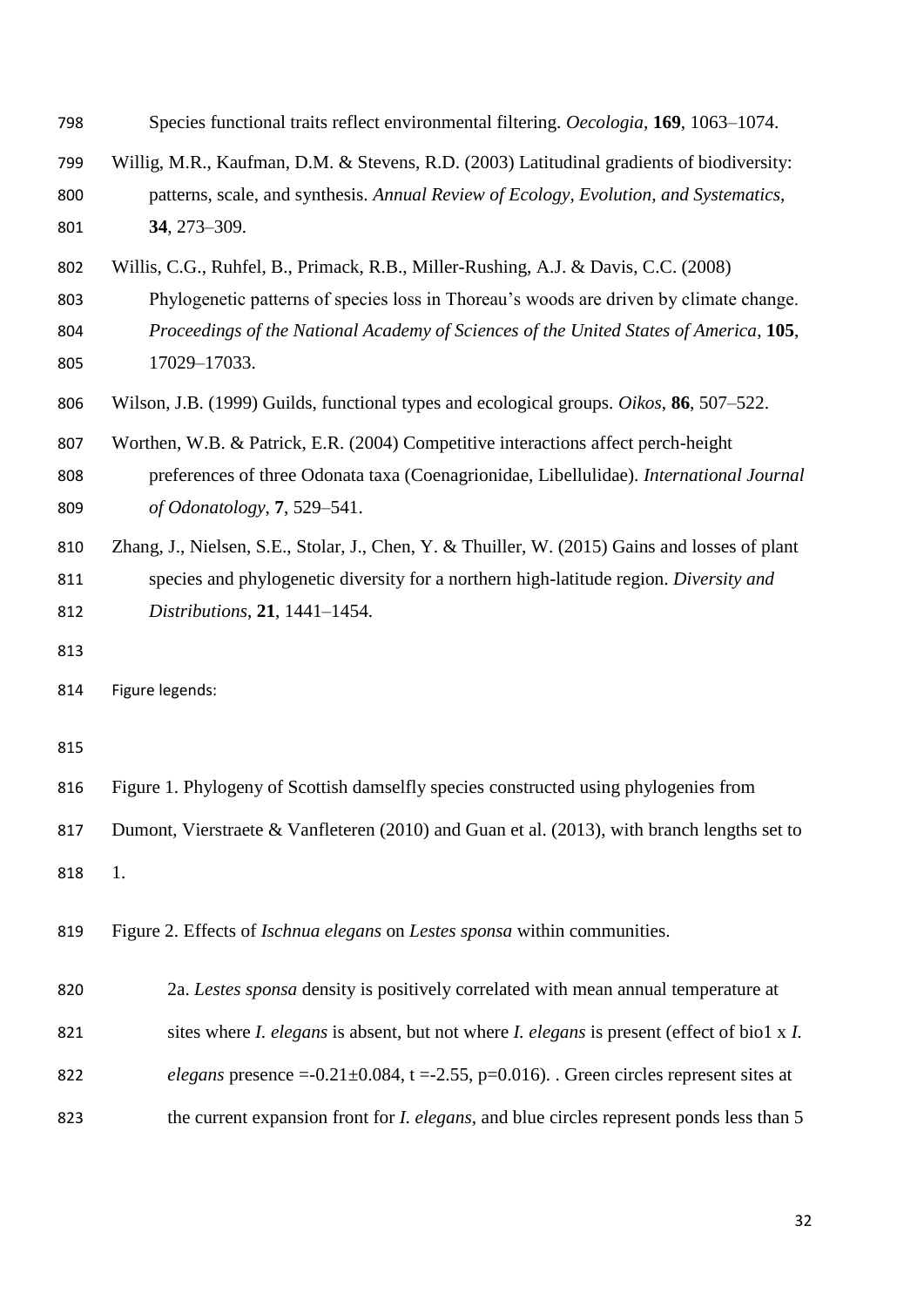Species functional traits reflect environmental filtering. *Oecologia*, **169**, 1063–1074.

Willig, M.R., Kaufman, D.M. & Stevens, R.D. (2003) Latitudinal gradients of biodiversity: patterns, scale, and synthesis. *Annual Review of Ecology, Evolution, and Systematics*, **34**, 273–309.

Willis, C.G., Ruhfel, B., Primack, R.B., Miller-Rushing, A.J. & Davis, C.C. (2008) Phylogenetic patterns of species loss in Thoreau's woods are driven by climate change. *Proceedings of the National Academy of Sciences of the United States of America*, **105**, 17029–17033.

Wilson, J.B. (1999) Guilds, functional types and ecological groups. *Oikos*, **86**, 507–522.

Worthen, W.B. & Patrick, E.R. (2004) Competitive interactions affect perch-height preferences of three Odonata taxa (Coenagrionidae, Libellulidae). *International Journal of Odonatology*, **7**, 529–541.

Zhang, J., Nielsen, S.E., Stolar, J., Chen, Y. & Thuiller, W. (2015) Gains and losses of plant species and phylogenetic diversity for a northern high-latitude region. *Diversity and Distributions*, **21**, 1441–1454.

Figure legends:

Figure 1. Phylogeny of Scottish damselfly species constructed using phylogenies from Dumont, Vierstraete & Vanfleteren (2010) and Guan et al. (2013), with branch lengths set to 1.

Figure 2. Effects of *Ischnua elegans* on *Lestes sponsa* within communities.

2a. *Lestes sponsa* density is positively correlated with mean annual temperature at sites where *I. elegans* is absent, but not where *I. elegans* is present (effect of bio1 x *I. elegans* presence $=-0.21\pm0.084$, $t=-2.55$, $p=0.016$). . Green circles represent sites at the current expansion front for *I. elegans*, and blue circles represent ponds less than 5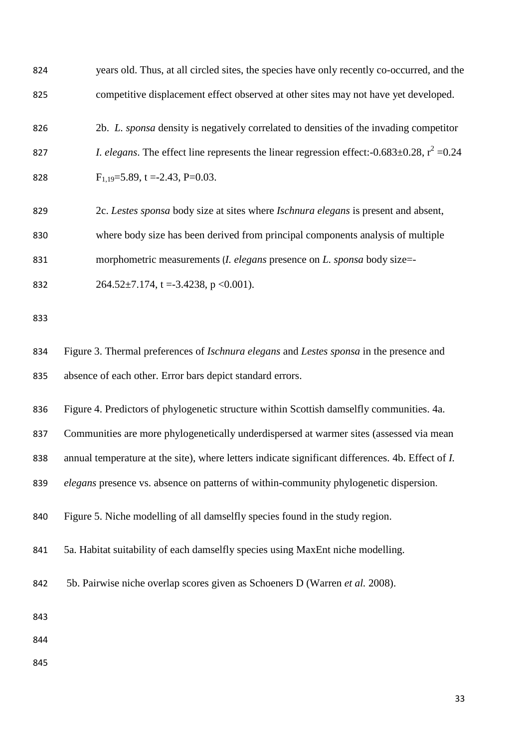years old. Thus, at all circled sites, the species have only recently co-occurred, and the competitive displacement effect observed at other sites may not have yet developed.

2b. *L. sponsa* density is negatively correlated to densities of the invading competitor *I. elegans*. The effect line represents the linear regression effect:-0.683±0.28, $r^2$ =0.24 $F_{1,19}$=5.89, t =-2.43, P=0.03.

2c. *Lestes sponsa* body size at sites where *Ischnura elegans* is present and absent, where body size has been derived from principal components analysis of multiple morphometric measurements (*I. elegans* presence on *L. sponsa* body size=-264.52±7.174, t =-3.4238, p <0.001).

Figure 3. Thermal preferences of *Ischnura elegans* and *Lestes sponsa* in the presence and absence of each other. Error bars depict standard errors.

Figure 4. Predictors of phylogenetic structure within Scottish damselfly communities. 4a. Communities are more phylogenetically underdispersed at warmer sites (assessed via mean annual temperature at the site), where letters indicate significant differences. 4b. Effect of *I. elegans* presence vs. absence on patterns of within-community phylogenetic dispersion.

Figure 5. Niche modelling of all damselfly species found in the study region.

5a. Habitat suitability of each damselfly species using MaxEnt niche modelling.

5b. Pairwise niche overlap scores given as Schoeners D (Warren *et al.* 2008).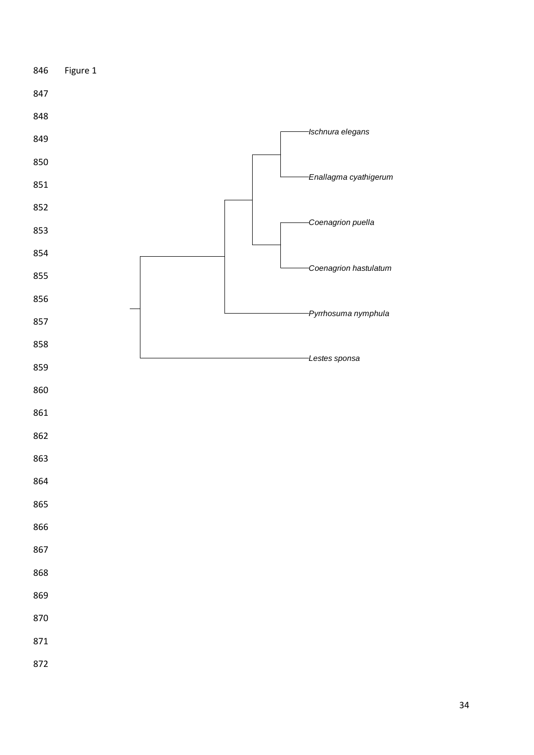Figure 1

*Ischnura elegans*

*Enallagma cyathigerum*

*Coenagrion puella*

*Coenagrion hastulatum*

*Pyrrhosuma nymphula*

*Lestes sponsa*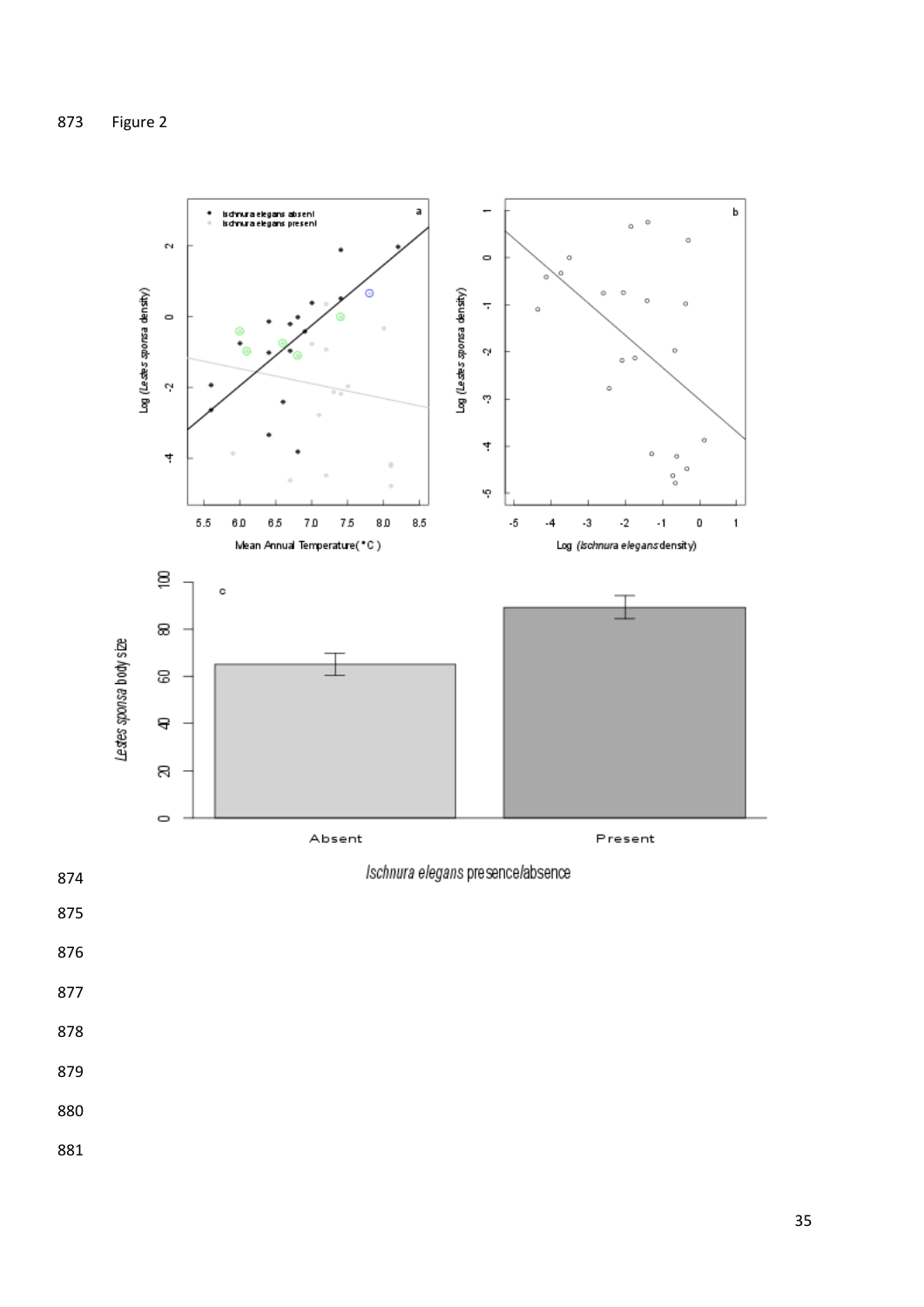Figure 2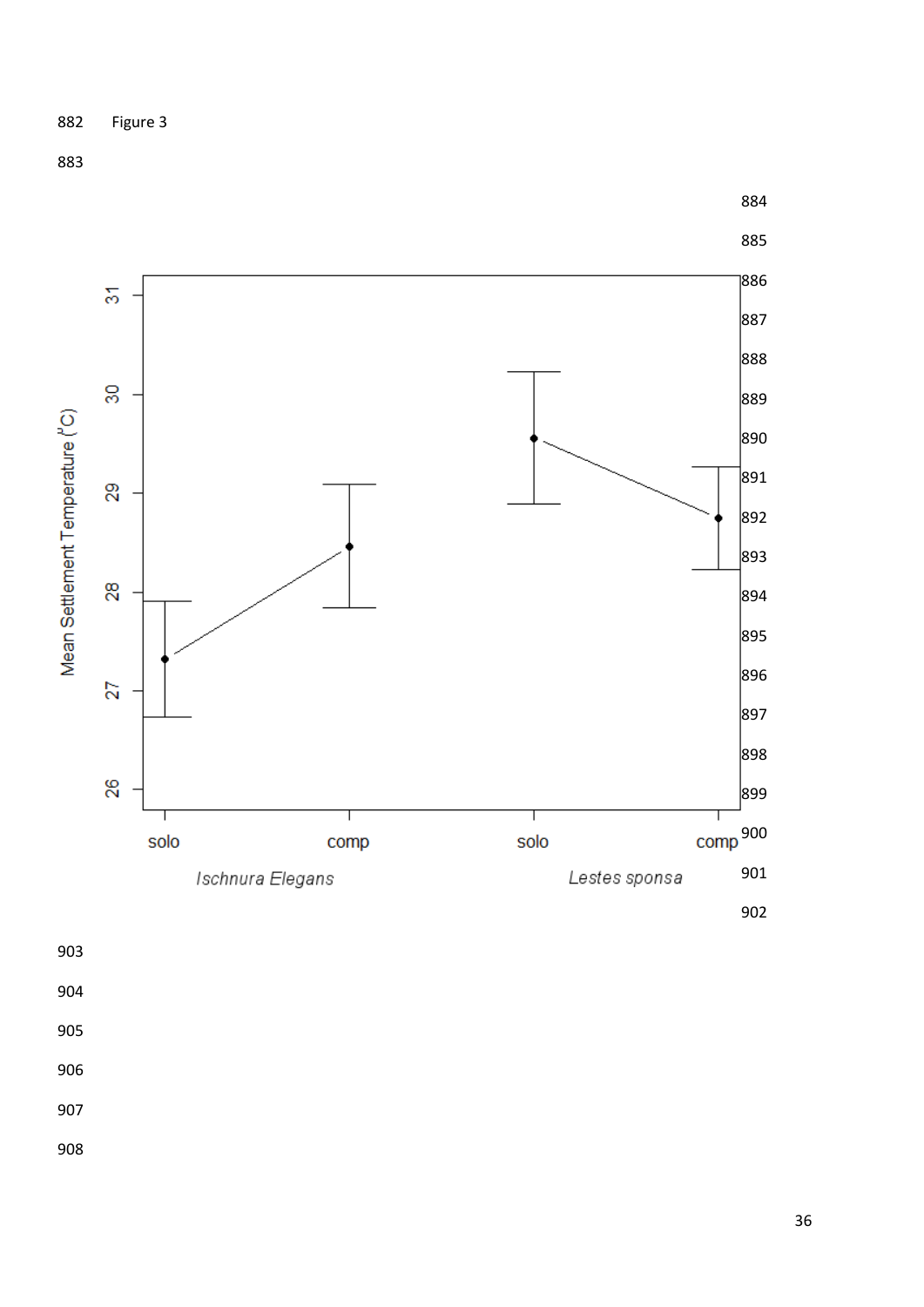Figure 3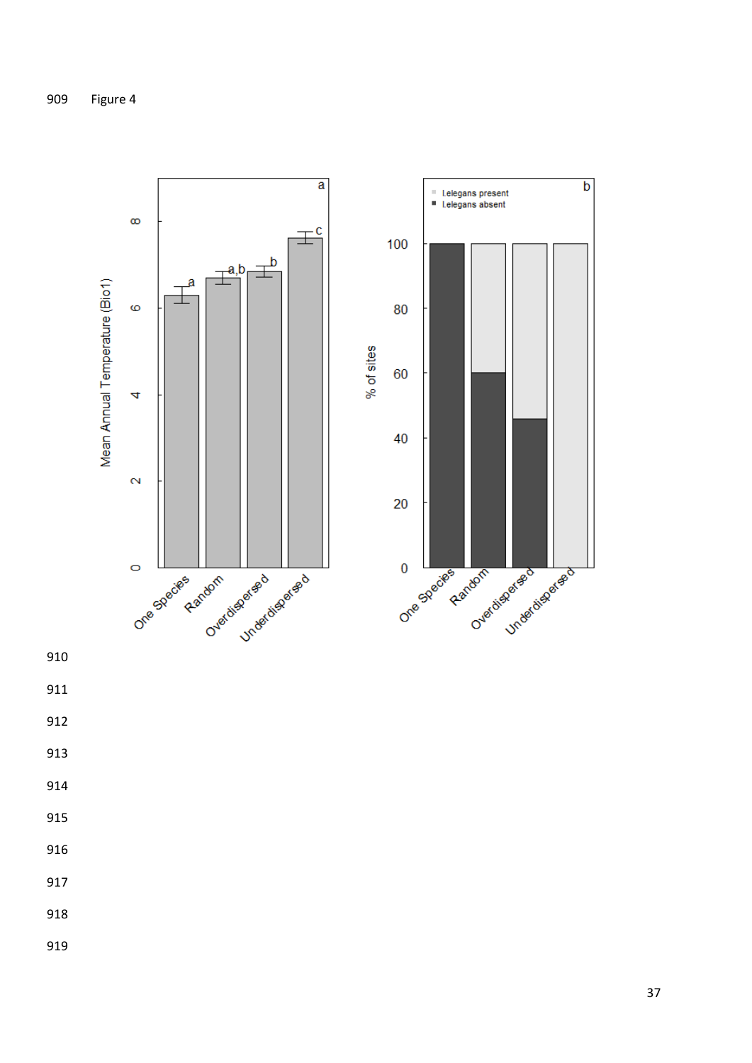Figure 4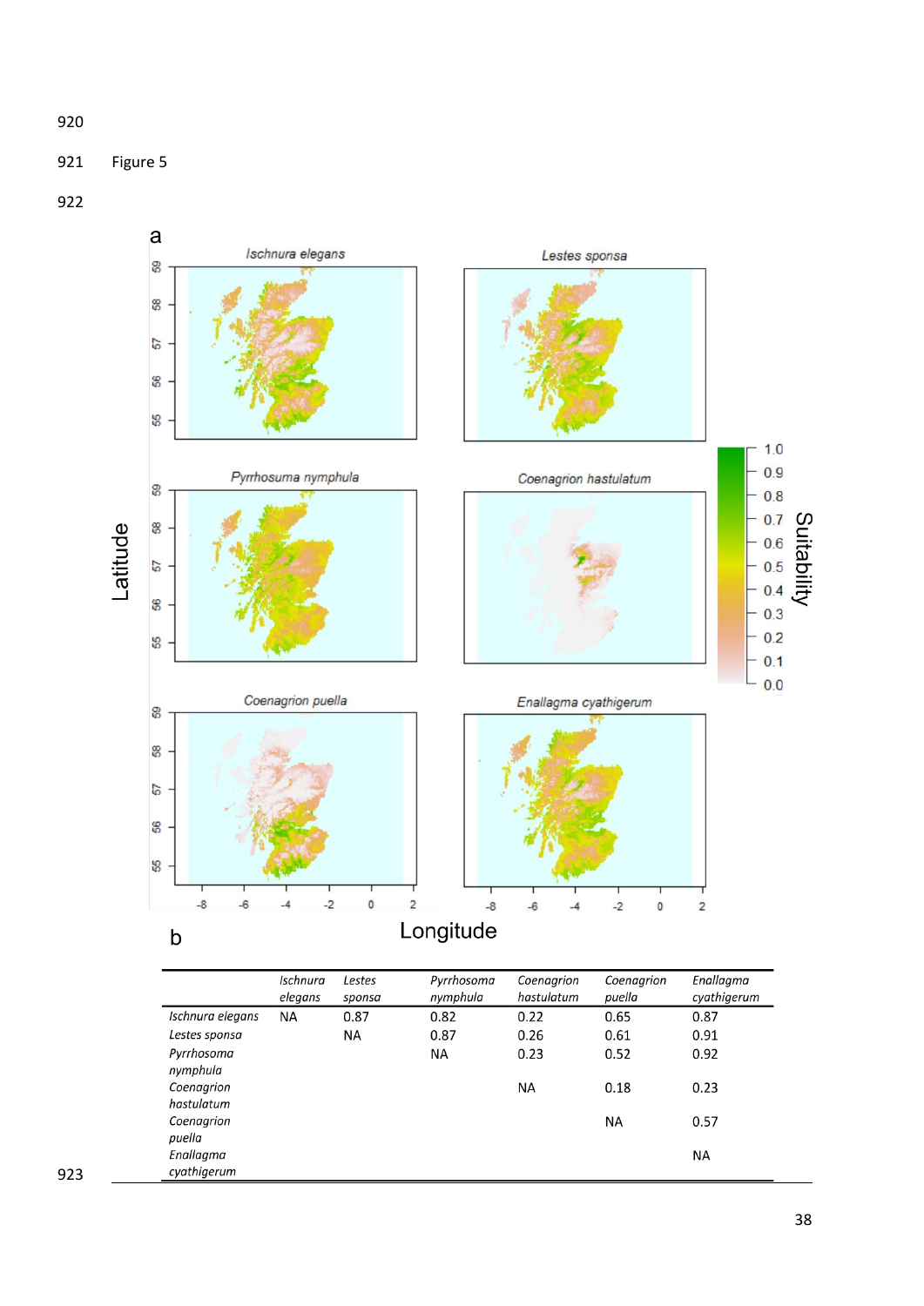Figure 5

a

b

| | *Ischnura elegans* | *Lestes sponsa* | *Pyrrhosoma nymphula* | *Coenagrion hastulatum* | *Coenagrion puella* | *Enallagma cyathigerum* |
|---|---|---|---|---|---|---|
| *Ischnura elegans* | NA | 0.87 | 0.82 | 0.22 | 0.65 | 0.87 |
| *Lestes sponsa* | | NA | 0.87 | 0.26 | 0.61 | 0.91 |
| *Pyrrhosoma nymphula* | | | NA | 0.23 | 0.52 | 0.92 |
| *Coenagrion hastulatum* | | | | NA | 0.18 | 0.23 |
| *Coenagrion puella* | | | | | NA | 0.57 |
| *Enallagma cyathigerum* | | | | | | NA |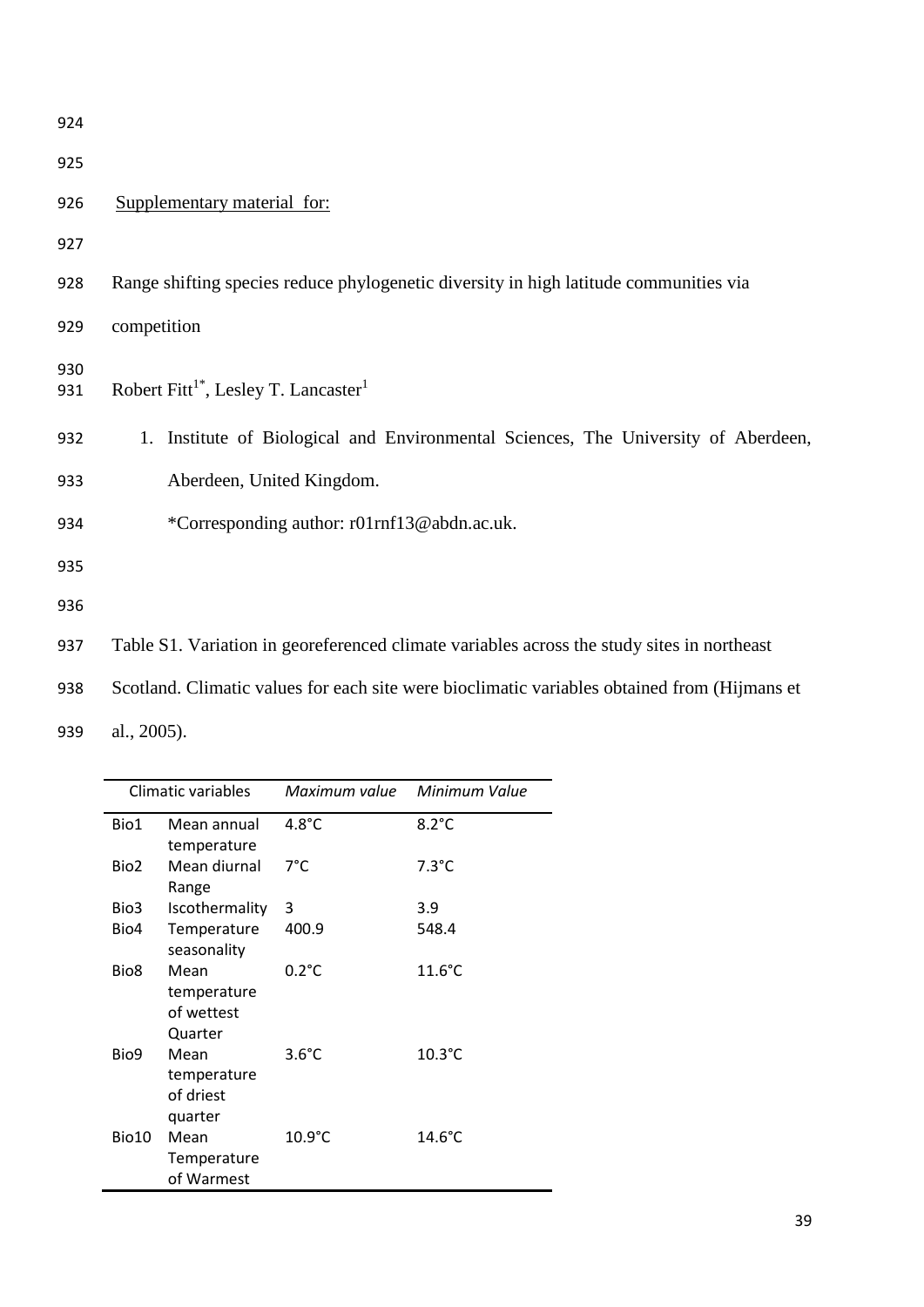Supplementary material for:

Range shifting species reduce phylogenetic diversity in high latitude communities via competition

Robert Fitt[1*], Lesley T. Lancaster[1]

1. Institute of Biological and Environmental Sciences, The University of Aberdeen, Aberdeen, United Kingdom.

   *Corresponding author: r01rnf13@abdn.ac.uk.

Table S1. Variation in georeferenced climate variables across the study sites in northeast Scotland. Climatic values for each site were bioclimatic variables obtained from (Hijmans et al., 2005).

| Climatic variables | | *Maximum value* | *Minimum Value* |
|---|---|---|---|
| Bio1 | Mean annual temperature | 4.8°C | 8.2°C |
| Bio2 | Mean diurnal Range | 7°C | 7.3°C |
| Bio3 | Iscothermality | 3 | 3.9 |
| Bio4 | Temperature seasonality | 400.9 | 548.4 |
| Bio8 | Mean temperature of wettest Quarter | 0.2°C | 11.6°C |
| Bio9 | Mean temperature of driest quarter | 3.6°C | 10.3°C |
| Bio10 | Mean Temperature of Warmest | 10.9°C | 14.6°C |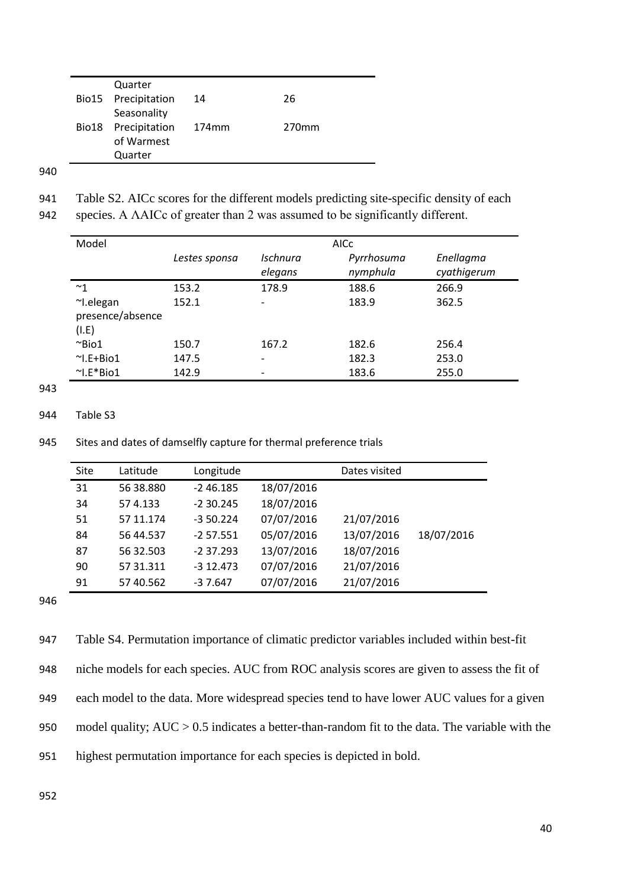| | | | |
|---|---|---|---|
| | Quarter | | |
| Bio15 | Precipitation Seasonality | 14 | 26 |
| Bio18 | Precipitation of Warmest Quarter | 174mm | 270mm |

Table S2. AICc scores for the different models predicting site-specific density of each species. A ΔAICc of greater than 2 was assumed to be significantly different.

| Model | AICc | | | |
|---|---|---|---|---|
| | *Lestes sponsa* | *Ischnura elegans* | *Pyrrhosuma nymphula* | *Enellagma cyathigerum* |
| ~1 | 153.2 | 178.9 | 188.6 | 266.9 |
| ~I.elegan presence/absence (I.E) | 152.1 | - | 183.9 | 362.5 |
| ~Bio1 | 150.7 | 167.2 | 182.6 | 256.4 |
| ~I.E+Bio1 | 147.5 | - | 182.3 | 253.0 |
| ~I.E*Bio1 | 142.9 | - | 183.6 | 255.0 |

Table S3

Sites and dates of damselfly capture for thermal preference trials

| Site | Latitude | Longitude | Dates visited | | |
|---|---|---|---|---|---|
| 31 | 56 38.880 | -2 46.185 | 18/07/2016 | | |
| 34 | 57 4.133 | -2 30.245 | 18/07/2016 | | |
| 51 | 57 11.174 | -3 50.224 | 07/07/2016 | 21/07/2016 | |
| 84 | 56 44.537 | -2 57.551 | 05/07/2016 | 13/07/2016 | 18/07/2016 |
| 87 | 56 32.503 | -2 37.293 | 13/07/2016 | 18/07/2016 | |
| 90 | 57 31.311 | -3 12.473 | 07/07/2016 | 21/07/2016 | |
| 91 | 57 40.562 | -3 7.647 | 07/07/2016 | 21/07/2016 | |

Table S4. Permutation importance of climatic predictor variables included within best-fit niche models for each species. AUC from ROC analysis scores are given to assess the fit of each model to the data. More widespread species tend to have lower AUC values for a given model quality; AUC > 0.5 indicates a better-than-random fit to the data. The variable with the highest permutation importance for each species is depicted in bold.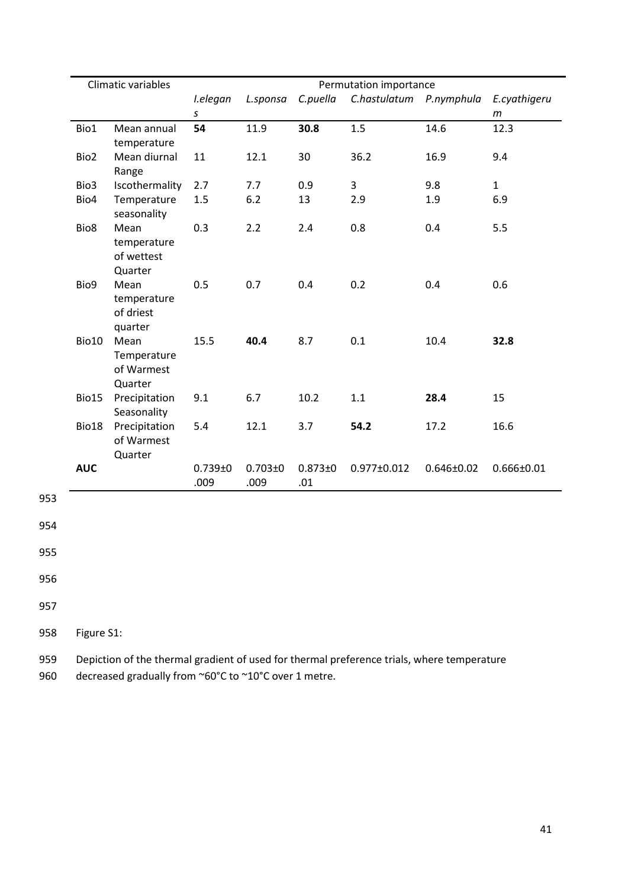| Climatic variables | | Permutation importance | | | | | |
|---|---|---|---|---|---|---|---|
| | | *I.elegans* | *L.sponsa* | *C.puella* | *C.hastulatum* | *P.nymphula* | *E.cyathigerum* |
| Bio1 | Mean annual temperature | **54** | 11.9 | **30.8** | 1.5 | 14.6 | 12.3 |
| Bio2 | Mean diurnal Range | 11 | 12.1 | 30 | 36.2 | 16.9 | 9.4 |
| Bio3 | Iscothermality | 2.7 | 7.7 | 0.9 | 3 | 9.8 | 1 |
| Bio4 | Temperature seasonality | 1.5 | 6.2 | 13 | 2.9 | 1.9 | 6.9 |
| Bio8 | Mean temperature of wettest Quarter | 0.3 | 2.2 | 2.4 | 0.8 | 0.4 | 5.5 |
| Bio9 | Mean temperature of driest quarter | 0.5 | 0.7 | 0.4 | 0.2 | 0.4 | 0.6 |
| Bio10 | Mean Temperature of Warmest Quarter | 15.5 | **40.4** | 8.7 | 0.1 | 10.4 | **32.8** |
| Bio15 | Precipitation Seasonality | 9.1 | 6.7 | 10.2 | 1.1 | **28.4** | 15 |
| Bio18 | Precipitation of Warmest Quarter | 5.4 | 12.1 | 3.7 | **54.2** | 17.2 | 16.6 |
| **AUC** | | 0.739±0.009 | 0.703±0.009 | 0.873±0.01 | 0.977±0.012 | 0.646±0.02 | 0.666±0.01 |

Figure S1:

Depiction of the thermal gradient of used for thermal preference trials, where temperature decreased gradually from ~60°C to ~10°C over 1 metre.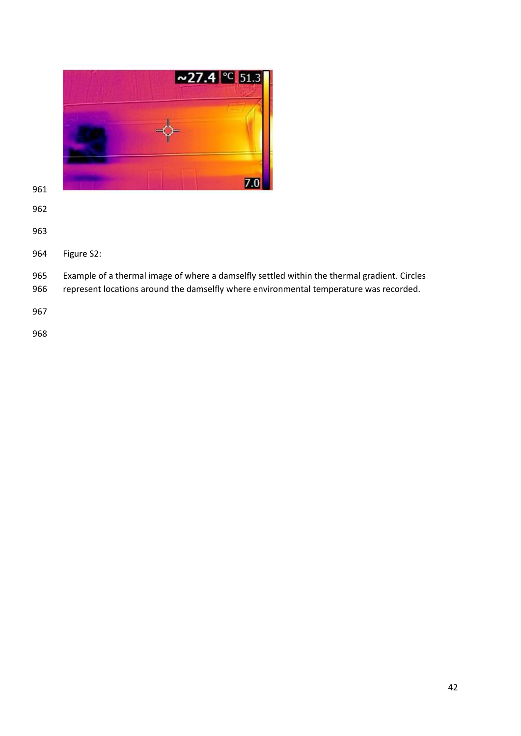Figure S2:

Example of a thermal image of where a damselfly settled within the thermal gradient. Circles represent locations around the damselfly where environmental temperature was recorded.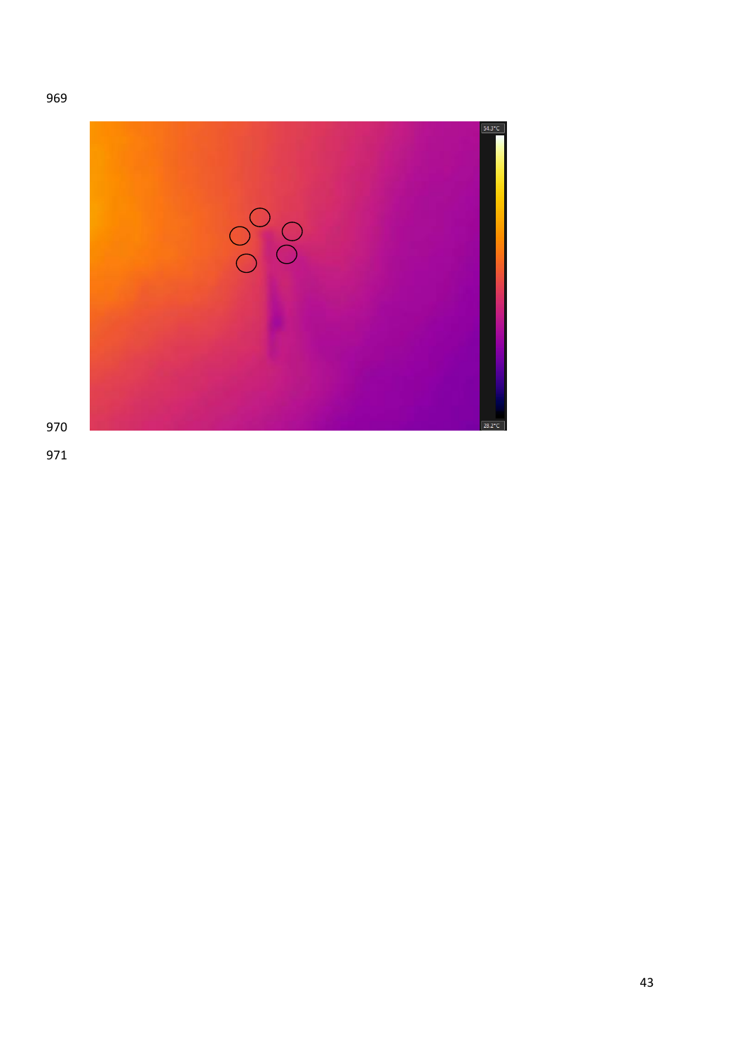54.3°C

28.2°C